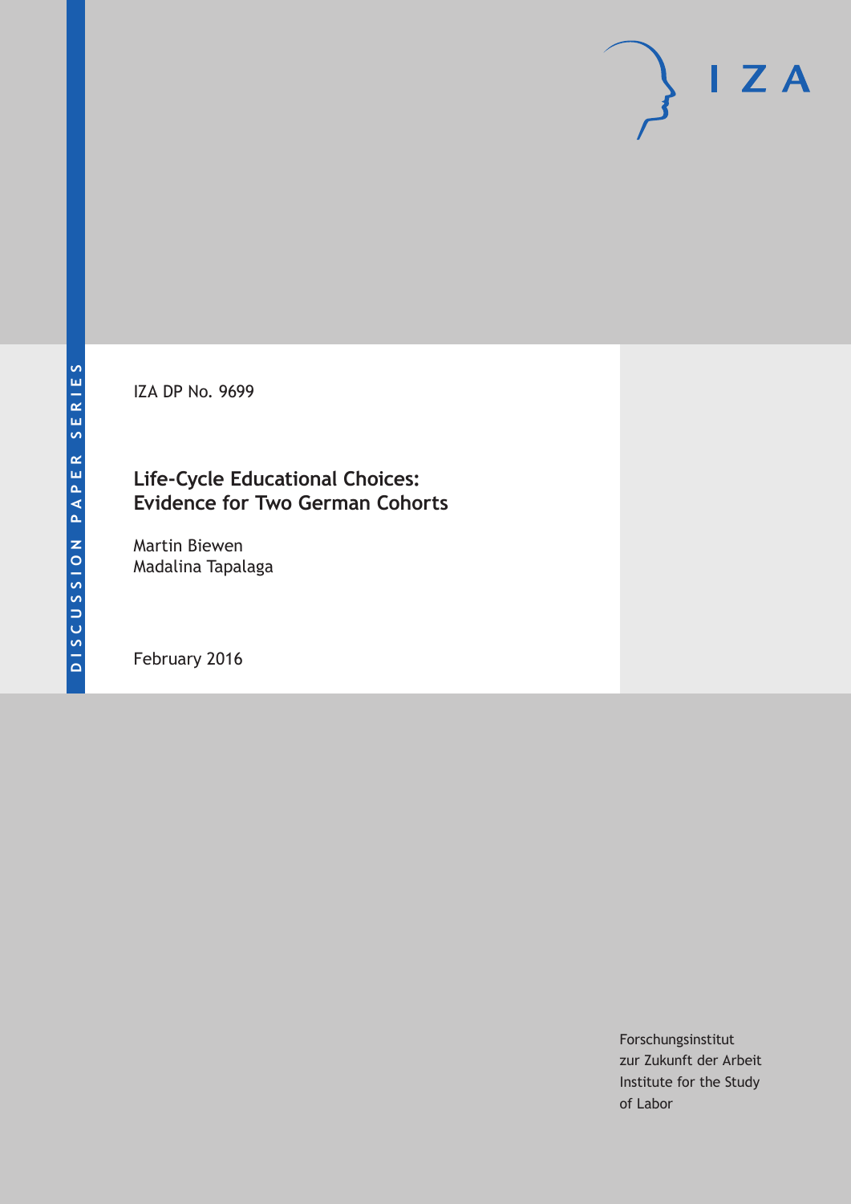DISCUSSION PAPER SERIES

IZA

IZA DP No. 9699

# Life-Cycle Educational Choices: Evidence for Two German Cohorts

Martin Biewen
Madalina Tapalaga

February 2016

Forschungsinstitut
zur Zukunft der Arbeit
Institute for the Study
of Labor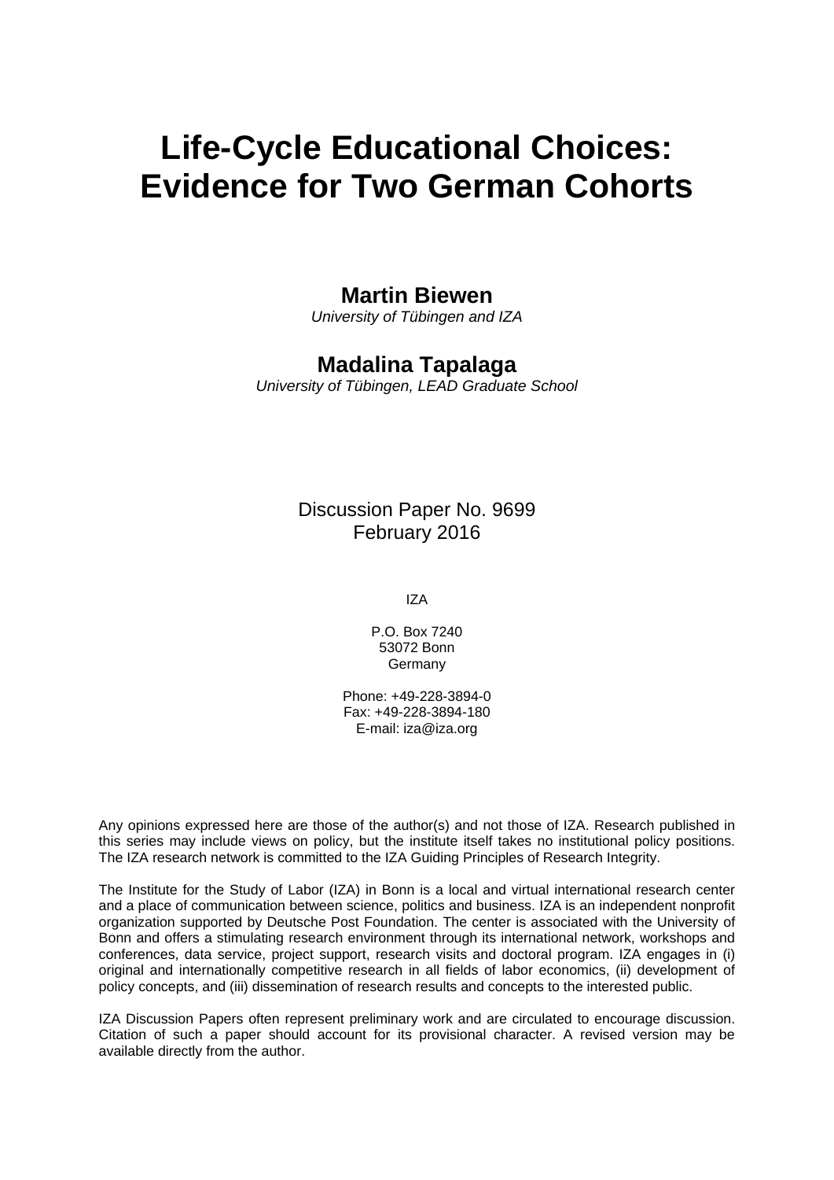―
# Life-Cycle Educational Choices: Evidence for Two German Cohorts

**Martin Biewen**
*University of Tübingen and IZA*

**Madalina Tapalaga**
*University of Tübingen, LEAD Graduate School*

Discussion Paper No. 9699
February 2016

IZA

P.O. Box 7240
53072 Bonn
Germany

Phone: +49-228-3894-0
Fax: +49-228-3894-180
E-mail: iza@iza.org

Any opinions expressed here are those of the author(s) and not those of IZA. Research published in this series may include views on policy, but the institute itself takes no institutional policy positions. The IZA research network is committed to the IZA Guiding Principles of Research Integrity.

The Institute for the Study of Labor (IZA) in Bonn is a local and virtual international research center and a place of communication between science, politics and business. IZA is an independent nonprofit organization supported by Deutsche Post Foundation. The center is associated with the University of Bonn and offers a stimulating research environment through its international network, workshops and conferences, data service, project support, research visits and doctoral program. IZA engages in (i) original and internationally competitive research in all fields of labor economics, (ii) development of policy concepts, and (iii) dissemination of research results and concepts to the interested public.

IZA Discussion Papers often represent preliminary work and are circulated to encourage discussion. Citation of such a paper should account for its provisional character. A revised version may be available directly from the author.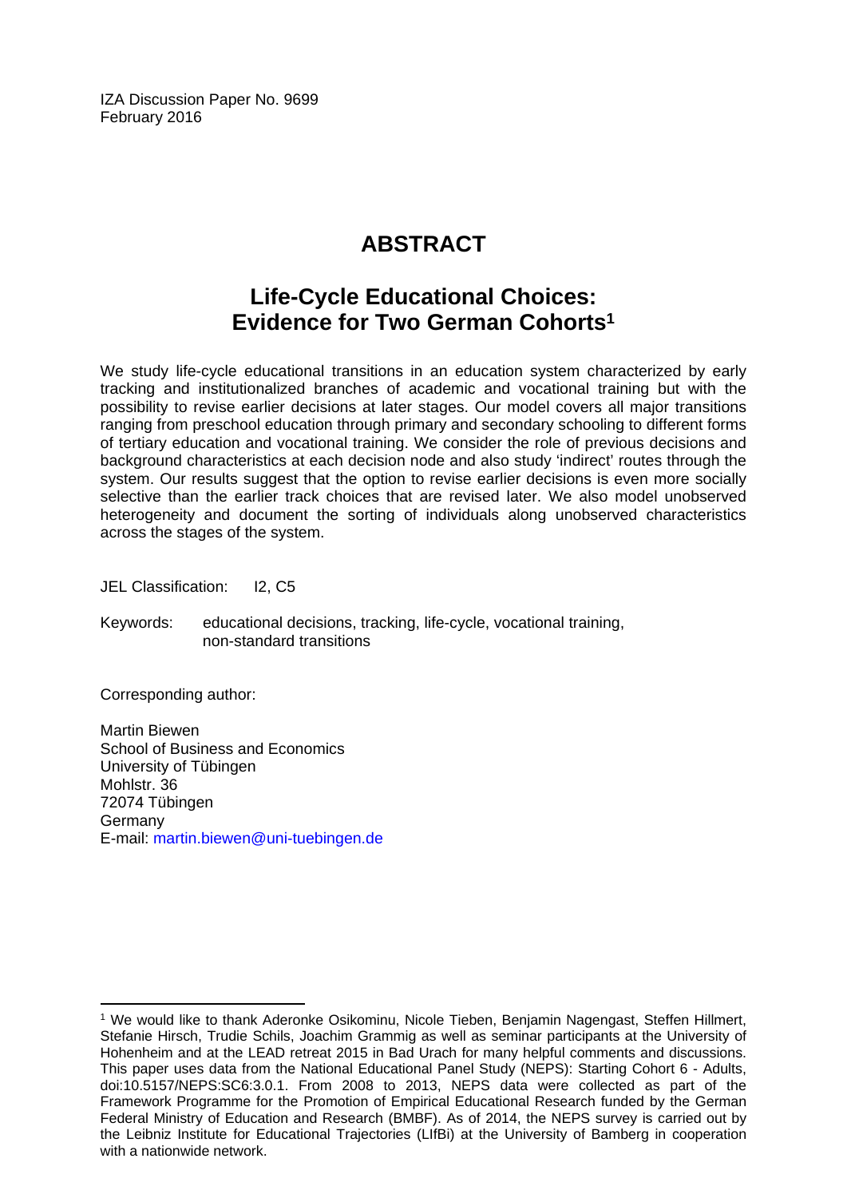IZA Discussion Paper No. 9699
February 2016

# ABSTRACT

## Life-Cycle Educational Choices: Evidence for Two German Cohorts[1]

We study life-cycle educational transitions in an education system characterized by early tracking and institutionalized branches of academic and vocational training but with the possibility to revise earlier decisions at later stages. Our model covers all major transitions ranging from preschool education through primary and secondary schooling to different forms of tertiary education and vocational training. We consider the role of previous decisions and background characteristics at each decision node and also study 'indirect' routes through the system. Our results suggest that the option to revise earlier decisions is even more socially selective than the earlier track choices that are revised later. We also model unobserved heterogeneity and document the sorting of individuals along unobserved characteristics across the stages of the system.

JEL Classification: I2, C5

Keywords: educational decisions, tracking, life-cycle, vocational training, non-standard transitions

Corresponding author:

Martin Biewen
School of Business and Economics
University of Tübingen
Mohlstr. 36
72074 Tübingen
Germany
E-mail: martin.biewen@uni-tuebingen.de

[1] We would like to thank Aderonke Osikominu, Nicole Tieben, Benjamin Nagengast, Steffen Hillmert, Stefanie Hirsch, Trudie Schils, Joachim Grammig as well as seminar participants at the University of Hohenheim and at the LEAD retreat 2015 in Bad Urach for many helpful comments and discussions. This paper uses data from the National Educational Panel Study (NEPS): Starting Cohort 6 - Adults, doi:10.5157/NEPS:SC6:3.0.1. From 2008 to 2013, NEPS data were collected as part of the Framework Programme for the Promotion of Empirical Educational Research funded by the German Federal Ministry of Education and Research (BMBF). As of 2014, the NEPS survey is carried out by the Leibniz Institute for Educational Trajectories (LIfBi) at the University of Bamberg in cooperation with a nationwide network.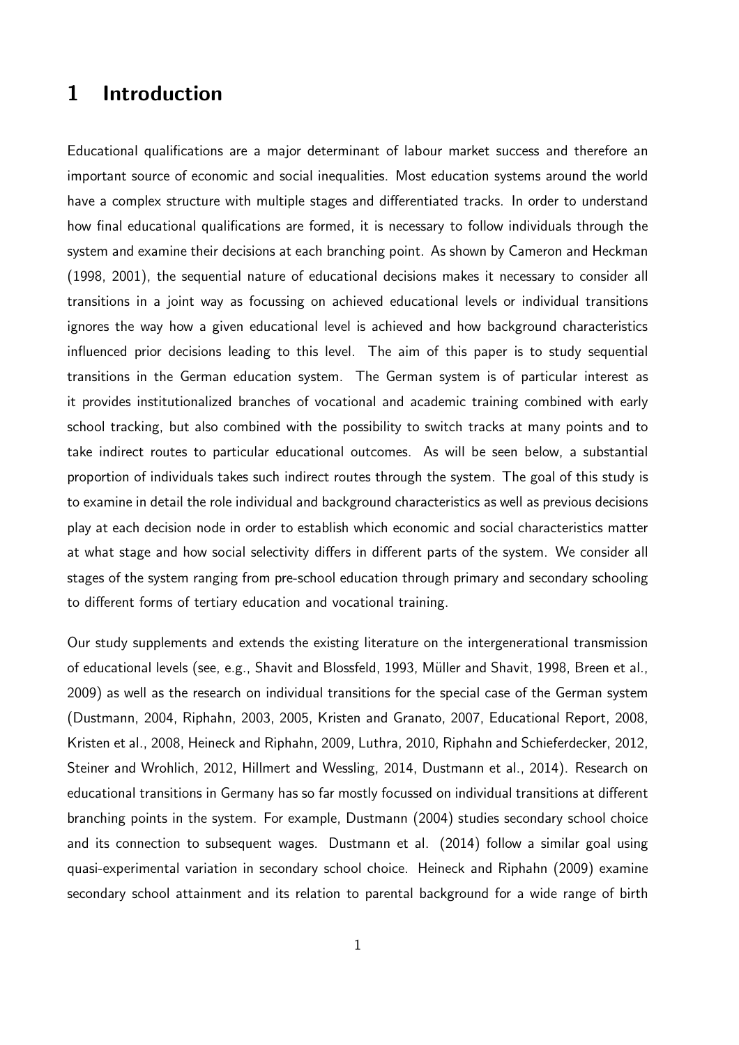# 1 Introduction

Educational qualifications are a major determinant of labour market success and therefore an important source of economic and social inequalities. Most education systems around the world have a complex structure with multiple stages and differentiated tracks. In order to understand how final educational qualifications are formed, it is necessary to follow individuals through the system and examine their decisions at each branching point. As shown by Cameron and Heckman (1998, 2001), the sequential nature of educational decisions makes it necessary to consider all transitions in a joint way as focussing on achieved educational levels or individual transitions ignores the way how a given educational level is achieved and how background characteristics influenced prior decisions leading to this level. The aim of this paper is to study sequential transitions in the German education system. The German system is of particular interest as it provides institutionalized branches of vocational and academic training combined with early school tracking, but also combined with the possibility to switch tracks at many points and to take indirect routes to particular educational outcomes. As will be seen below, a substantial proportion of individuals takes such indirect routes through the system. The goal of this study is to examine in detail the role individual and background characteristics as well as previous decisions play at each decision node in order to establish which economic and social characteristics matter at what stage and how social selectivity differs in different parts of the system. We consider all stages of the system ranging from pre-school education through primary and secondary schooling to different forms of tertiary education and vocational training.

Our study supplements and extends the existing literature on the intergenerational transmission of educational levels (see, e.g., Shavit and Blossfeld, 1993, Müller and Shavit, 1998, Breen et al., 2009) as well as the research on individual transitions for the special case of the German system (Dustmann, 2004, Riphahn, 2003, 2005, Kristen and Granato, 2007, Educational Report, 2008, Kristen et al., 2008, Heineck and Riphahn, 2009, Luthra, 2010, Riphahn and Schieferdecker, 2012, Steiner and Wrohlich, 2012, Hillmert and Wessling, 2014, Dustmann et al., 2014). Research on educational transitions in Germany has so far mostly focussed on individual transitions at different branching points in the system. For example, Dustmann (2004) studies secondary school choice and its connection to subsequent wages. Dustmann et al. (2014) follow a similar goal using quasi-experimental variation in secondary school choice. Heineck and Riphahn (2009) examine secondary school attainment and its relation to parental background for a wide range of birth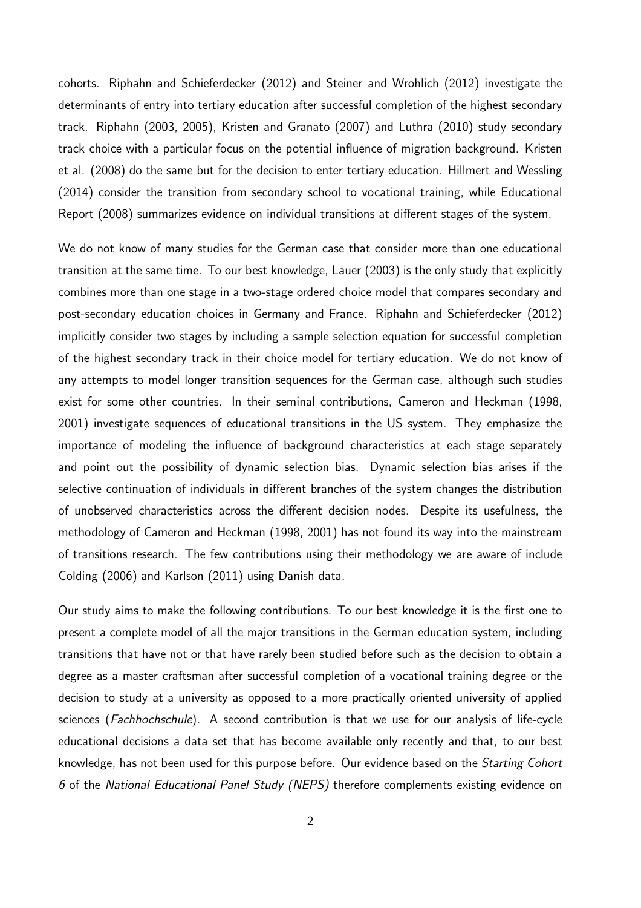cohorts. Riphahn and Schieferdecker (2012) and Steiner and Wrohlich (2012) investigate the determinants of entry into tertiary education after successful completion of the highest secondary track. Riphahn (2003, 2005), Kristen and Granato (2007) and Luthra (2010) study secondary track choice with a particular focus on the potential influence of migration background. Kristen et al. (2008) do the same but for the decision to enter tertiary education. Hillmert and Wessling (2014) consider the transition from secondary school to vocational training, while Educational Report (2008) summarizes evidence on individual transitions at different stages of the system.

We do not know of many studies for the German case that consider more than one educational transition at the same time. To our best knowledge, Lauer (2003) is the only study that explicitly combines more than one stage in a two-stage ordered choice model that compares secondary and post-secondary education choices in Germany and France. Riphahn and Schieferdecker (2012) implicitly consider two stages by including a sample selection equation for successful completion of the highest secondary track in their choice model for tertiary education. We do not know of any attempts to model longer transition sequences for the German case, although such studies exist for some other countries. In their seminal contributions, Cameron and Heckman (1998, 2001) investigate sequences of educational transitions in the US system. They emphasize the importance of modeling the influence of background characteristics at each stage separately and point out the possibility of dynamic selection bias. Dynamic selection bias arises if the selective continuation of individuals in different branches of the system changes the distribution of unobserved characteristics across the different decision nodes. Despite its usefulness, the methodology of Cameron and Heckman (1998, 2001) has not found its way into the mainstream of transitions research. The few contributions using their methodology we are aware of include Colding (2006) and Karlson (2011) using Danish data.

Our study aims to make the following contributions. To our best knowledge it is the first one to present a complete model of all the major transitions in the German education system, including transitions that have not or that have rarely been studied before such as the decision to obtain a degree as a master craftsman after successful completion of a vocational training degree or the decision to study at a university as opposed to a more practically oriented university of applied sciences (*Fachhochschule*). A second contribution is that we use for our analysis of life-cycle educational decisions a data set that has become available only recently and that, to our best knowledge, has not been used for this purpose before. Our evidence based on the *Starting Cohort 6* of the *National Educational Panel Study (NEPS)* therefore complements existing evidence on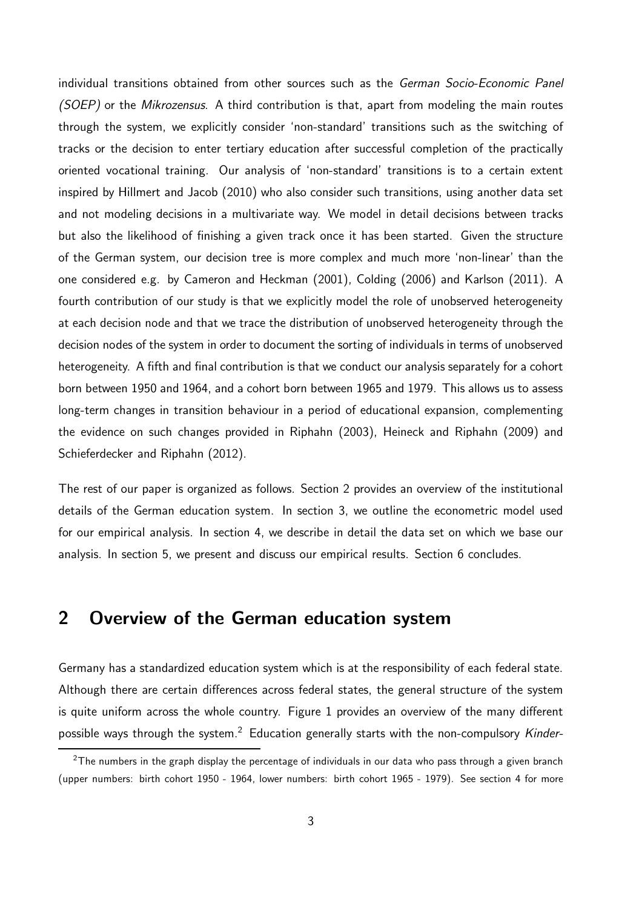individual transitions obtained from other sources such as the *German Socio-Economic Panel (SOEP)* or the *Mikrozensus*. A third contribution is that, apart from modeling the main routes through the system, we explicitly consider 'non-standard' transitions such as the switching of tracks or the decision to enter tertiary education after successful completion of the practically oriented vocational training. Our analysis of 'non-standard' transitions is to a certain extent inspired by Hillmert and Jacob (2010) who also consider such transitions, using another data set and not modeling decisions in a multivariate way. We model in detail decisions between tracks but also the likelihood of finishing a given track once it has been started. Given the structure of the German system, our decision tree is more complex and much more 'non-linear' than the one considered e.g. by Cameron and Heckman (2001), Colding (2006) and Karlson (2011). A fourth contribution of our study is that we explicitly model the role of unobserved heterogeneity at each decision node and that we trace the distribution of unobserved heterogeneity through the decision nodes of the system in order to document the sorting of individuals in terms of unobserved heterogeneity. A fifth and final contribution is that we conduct our analysis separately for a cohort born between 1950 and 1964, and a cohort born between 1965 and 1979. This allows us to assess long-term changes in transition behaviour in a period of educational expansion, complementing the evidence on such changes provided in Riphahn (2003), Heineck and Riphahn (2009) and Schieferdecker and Riphahn (2012).

The rest of our paper is organized as follows. Section 2 provides an overview of the institutional details of the German education system. In section 3, we outline the econometric model used for our empirical analysis. In section 4, we describe in detail the data set on which we base our analysis. In section 5, we present and discuss our empirical results. Section 6 concludes.

## 2 Overview of the German education system

Germany has a standardized education system which is at the responsibility of each federal state. Although there are certain differences across federal states, the general structure of the system is quite uniform across the whole country. Figure 1 provides an overview of the many different possible ways through the system.[2] Education generally starts with the non-compulsory *Kinder-*

[2]The numbers in the graph display the percentage of individuals in our data who pass through a given branch (upper numbers: birth cohort 1950 - 1964, lower numbers: birth cohort 1965 - 1979). See section 4 for more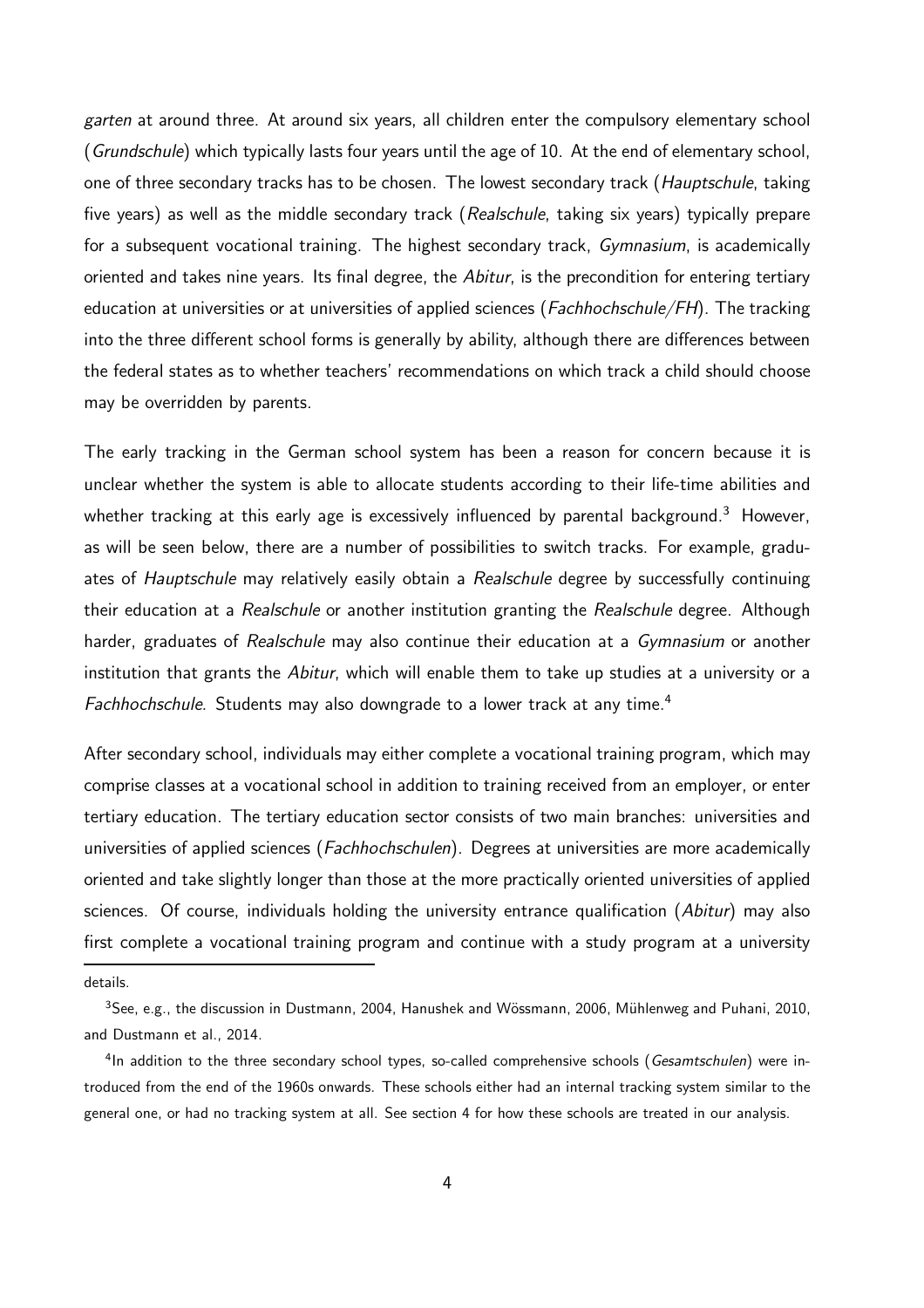*garten* at around three. At around six years, all children enter the compulsory elementary school (*Grundschule*) which typically lasts four years until the age of 10. At the end of elementary school, one of three secondary tracks has to be chosen. The lowest secondary track (*Hauptschule*, taking five years) as well as the middle secondary track (*Realschule*, taking six years) typically prepare for a subsequent vocational training. The highest secondary track, *Gymnasium*, is academically oriented and takes nine years. Its final degree, the *Abitur*, is the precondition for entering tertiary education at universities or at universities of applied sciences (*Fachhochschule/FH*). The tracking into the three different school forms is generally by ability, although there are differences between the federal states as to whether teachers' recommendations on which track a child should choose may be overridden by parents.

The early tracking in the German school system has been a reason for concern because it is unclear whether the system is able to allocate students according to their life-time abilities and whether tracking at this early age is excessively influenced by parental background.[3] However, as will be seen below, there are a number of possibilities to switch tracks. For example, graduates of *Hauptschule* may relatively easily obtain a *Realschule* degree by successfully continuing their education at a *Realschule* or another institution granting the *Realschule* degree. Although harder, graduates of *Realschule* may also continue their education at a *Gymnasium* or another institution that grants the *Abitur*, which will enable them to take up studies at a university or a *Fachhochschule*. Students may also downgrade to a lower track at any time.[4]

After secondary school, individuals may either complete a vocational training program, which may comprise classes at a vocational school in addition to training received from an employer, or enter tertiary education. The tertiary education sector consists of two main branches: universities and universities of applied sciences (*Fachhochschulen*). Degrees at universities are more academically oriented and take slightly longer than those at the more practically oriented universities of applied sciences. Of course, individuals holding the university entrance qualification (*Abitur*) may also first complete a vocational training program and continue with a study program at a university

details.

[3] See, e.g., the discussion in Dustmann, 2004, Hanushek and Wössmann, 2006, Mühlenweg and Puhani, 2010, and Dustmann et al., 2014.

[4] In addition to the three secondary school types, so-called comprehensive schools (*Gesamtschulen*) were introduced from the end of the 1960s onwards. These schools either had an internal tracking system similar to the general one, or had no tracking system at all. See section 4 for how these schools are treated in our analysis.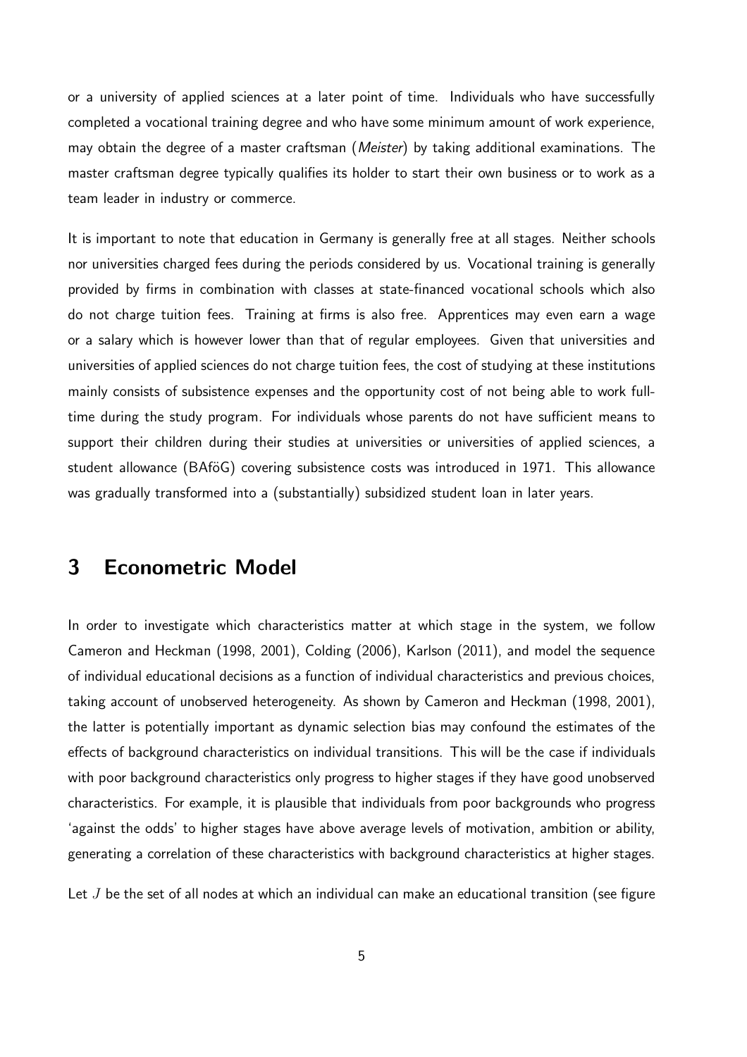or a university of applied sciences at a later point of time. Individuals who have successfully completed a vocational training degree and who have some minimum amount of work experience, may obtain the degree of a master craftsman (*Meister*) by taking additional examinations. The master craftsman degree typically qualifies its holder to start their own business or to work as a team leader in industry or commerce.

It is important to note that education in Germany is generally free at all stages. Neither schools nor universities charged fees during the periods considered by us. Vocational training is generally provided by firms in combination with classes at state-financed vocational schools which also do not charge tuition fees. Training at firms is also free. Apprentices may even earn a wage or a salary which is however lower than that of regular employees. Given that universities and universities of applied sciences do not charge tuition fees, the cost of studying at these institutions mainly consists of subsistence expenses and the opportunity cost of not being able to work full-time during the study program. For individuals whose parents do not have sufficient means to support their children during their studies at universities or universities of applied sciences, a student allowance (BAföG) covering subsistence costs was introduced in 1971. This allowance was gradually transformed into a (substantially) subsidized student loan in later years.

# 3 Econometric Model

In order to investigate which characteristics matter at which stage in the system, we follow Cameron and Heckman (1998, 2001), Colding (2006), Karlson (2011), and model the sequence of individual educational decisions as a function of individual characteristics and previous choices, taking account of unobserved heterogeneity. As shown by Cameron and Heckman (1998, 2001), the latter is potentially important as dynamic selection bias may confound the estimates of the effects of background characteristics on individual transitions. This will be the case if individuals with poor background characteristics only progress to higher stages if they have good unobserved characteristics. For example, it is plausible that individuals from poor backgrounds who progress 'against the odds' to higher stages have above average levels of motivation, ambition or ability, generating a correlation of these characteristics with background characteristics at higher stages.

Let $J$ be the set of all nodes at which an individual can make an educational transition (see figure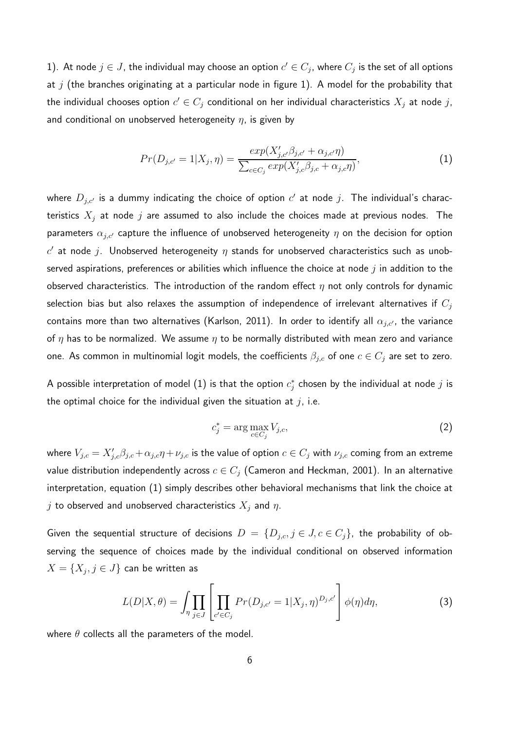1). At node $j \in J$, the individual may choose an option $c' \in C_j$, where $C_j$ is the set of all options at $j$ (the branches originating at a particular node in figure 1). A model for the probability that the individual chooses option $c' \in C_j$ conditional on her individual characteristics $X_j$ at node $j$, and conditional on unobserved heterogeneity $\eta$, is given by

$$Pr(D_{j,c'} = 1|X_j, \eta) = \frac{exp(X'_{j,c'}\beta_{j,c'} + \alpha_{j,c'}\eta)}{\sum_{c \in C_j} exp(X'_{j,c}\beta_{j,c} + \alpha_{j,c}\eta)}, \tag{1}$$

where $D_{j,c'}$ is a dummy indicating the choice of option $c'$ at node $j$. The individual's characteristics $X_j$ at node $j$ are assumed to also include the choices made at previous nodes. The parameters $\alpha_{j,c'}$ capture the influence of unobserved heterogeneity $\eta$ on the decision for option $c'$ at node $j$. Unobserved heterogeneity $\eta$ stands for unobserved characteristics such as unobserved aspirations, preferences or abilities which influence the choice at node $j$ in addition to the observed characteristics. The introduction of the random effect $\eta$ not only controls for dynamic selection bias but also relaxes the assumption of independence of irrelevant alternatives if $C_j$ contains more than two alternatives (Karlson, 2011). In order to identify all $\alpha_{j,c'}$, the variance of $\eta$ has to be normalized. We assume $\eta$ to be normally distributed with mean zero and variance one. As common in multinomial logit models, the coefficients $\beta_{j,c}$ of one $c \in C_j$ are set to zero.

A possible interpretation of model (1) is that the option $c_j^*$ chosen by the individual at node $j$ is the optimal choice for the individual given the situation at $j$, i.e.

$$c_j^* = \arg\max_{c \in C_j} V_{j,c}, \tag{2}$$

where $V_{j,c} = X'_{j,c}\beta_{j,c} + \alpha_{j,c}\eta + \nu_{j,c}$ is the value of option $c \in C_j$ with $\nu_{j,c}$ coming from an extreme value distribution independently across $c \in C_j$ (Cameron and Heckman, 2001). In an alternative interpretation, equation (1) simply describes other behavioral mechanisms that link the choice at $j$ to observed and unobserved characteristics $X_j$ and $\eta$.

Given the sequential structure of decisions $D = \{D_{j,c}, j \in J, c \in C_j\}$, the probability of observing the sequence of choices made by the individual conditional on observed information $X = \{X_j, j \in J\}$ can be written as

$$L(D|X, \theta) = \int_{\eta} \prod_{j \in J} \left[ \prod_{c' \in C_j} Pr(D_{j,c'} = 1|X_j, \eta)^{D_{j,c'}} \right] \phi(\eta) d\eta, \tag{3}$$

where $\theta$ collects all the parameters of the model.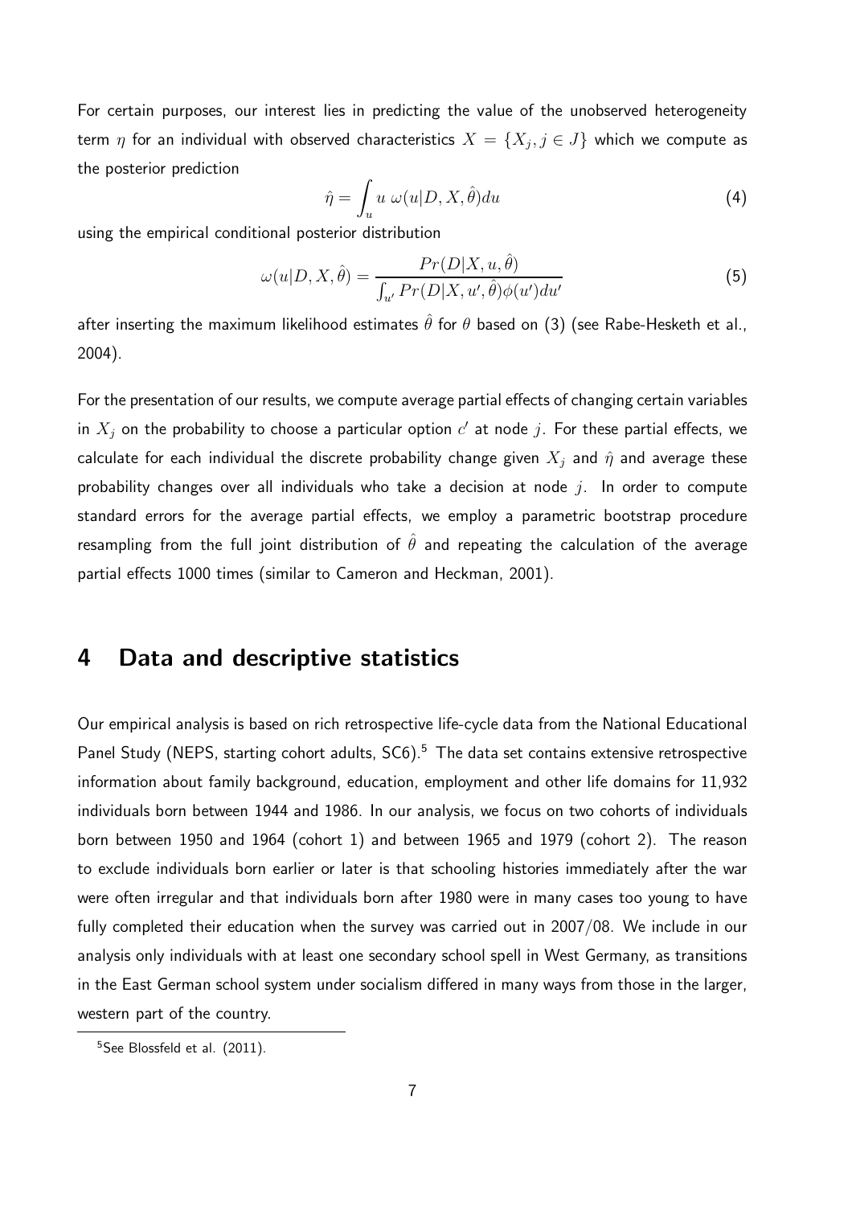For certain purposes, our interest lies in predicting the value of the unobserved heterogeneity term $\eta$ for an individual with observed characteristics $X = \{X_j, j \in J\}$ which we compute as the posterior prediction

$$\hat{\eta} = \int_u u \ \omega(u|D, X, \hat{\theta}) du \tag{4}$$

using the empirical conditional posterior distribution

$$\omega(u|D, X, \hat{\theta}) = \frac{Pr(D|X, u, \hat{\theta})}{\int_{u'} Pr(D|X, u', \hat{\theta}) \phi(u') du'} \tag{5}$$

after inserting the maximum likelihood estimates $\hat{\theta}$ for $\theta$ based on (3) (see Rabe-Hesketh et al., 2004).

For the presentation of our results, we compute average partial effects of changing certain variables in $X_j$ on the probability to choose a particular option $c'$ at node $j$. For these partial effects, we calculate for each individual the discrete probability change given $X_j$ and $\hat{\eta}$ and average these probability changes over all individuals who take a decision at node $j$. In order to compute standard errors for the average partial effects, we employ a parametric bootstrap procedure resampling from the full joint distribution of $\hat{\theta}$ and repeating the calculation of the average partial effects 1000 times (similar to Cameron and Heckman, 2001).

# 4 Data and descriptive statistics

Our empirical analysis is based on rich retrospective life-cycle data from the National Educational Panel Study (NEPS, starting cohort adults, SC6).[5] The data set contains extensive retrospective information about family background, education, employment and other life domains for 11,932 individuals born between 1944 and 1986. In our analysis, we focus on two cohorts of individuals born between 1950 and 1964 (cohort 1) and between 1965 and 1979 (cohort 2). The reason to exclude individuals born earlier or later is that schooling histories immediately after the war were often irregular and that individuals born after 1980 were in many cases too young to have fully completed their education when the survey was carried out in 2007/08. We include in our analysis only individuals with at least one secondary school spell in West Germany, as transitions in the East German school system under socialism differed in many ways from those in the larger, western part of the country.

[5] See Blossfeld et al. (2011).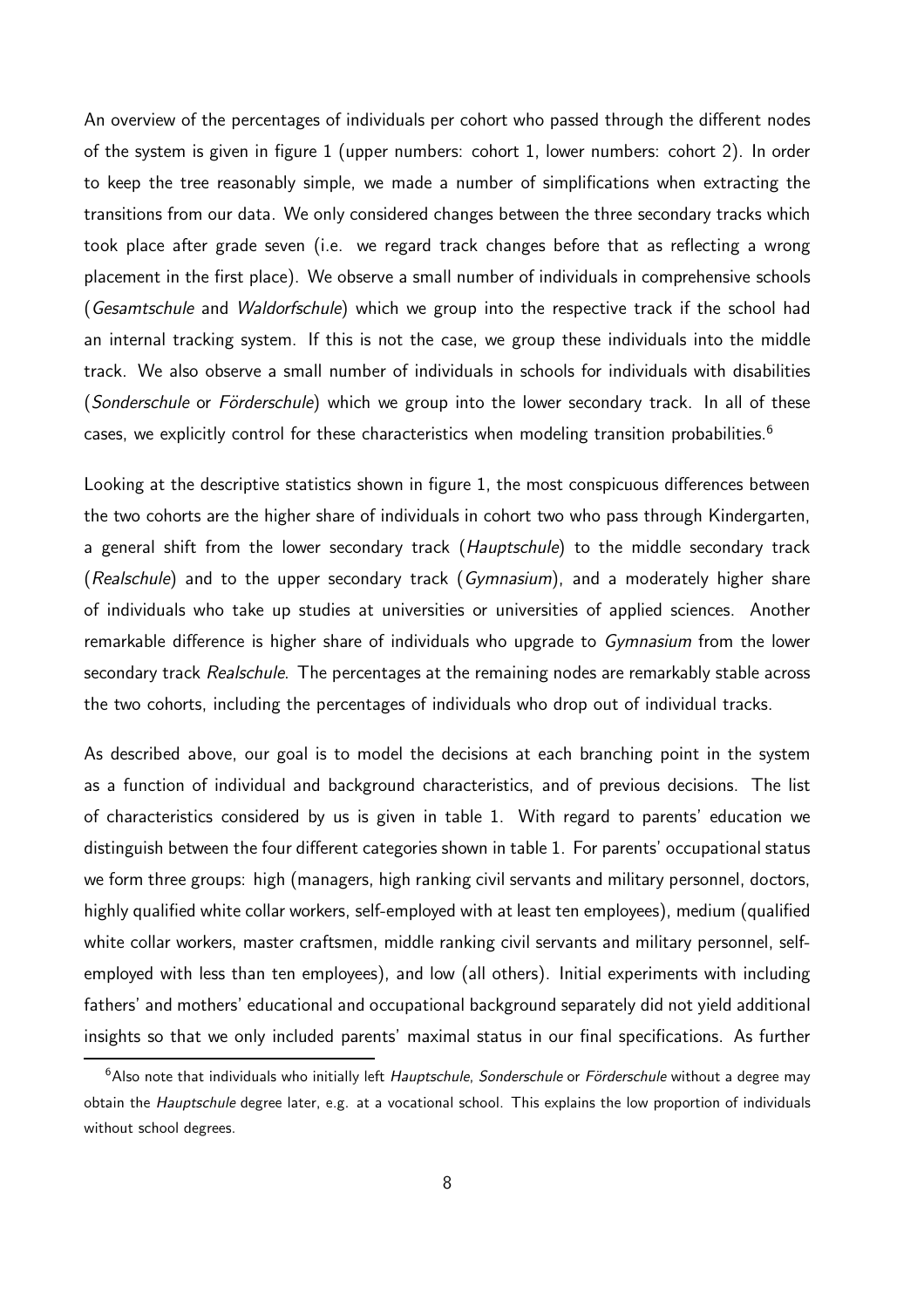An overview of the percentages of individuals per cohort who passed through the different nodes of the system is given in figure 1 (upper numbers: cohort 1, lower numbers: cohort 2). In order to keep the tree reasonably simple, we made a number of simplifications when extracting the transitions from our data. We only considered changes between the three secondary tracks which took place after grade seven (i.e. we regard track changes before that as reflecting a wrong placement in the first place). We observe a small number of individuals in comprehensive schools (*Gesamtschule* and *Waldorfschule*) which we group into the respective track if the school had an internal tracking system. If this is not the case, we group these individuals into the middle track. We also observe a small number of individuals in schools for individuals with disabilities (*Sonderschule* or *Förderschule*) which we group into the lower secondary track. In all of these cases, we explicitly control for these characteristics when modeling transition probabilities.[6]

Looking at the descriptive statistics shown in figure 1, the most conspicuous differences between the two cohorts are the higher share of individuals in cohort two who pass through Kindergarten, a general shift from the lower secondary track (*Hauptschule*) to the middle secondary track (*Realschule*) and to the upper secondary track (*Gymnasium*), and a moderately higher share of individuals who take up studies at universities or universities of applied sciences. Another remarkable difference is higher share of individuals who upgrade to *Gymnasium* from the lower secondary track *Realschule*. The percentages at the remaining nodes are remarkably stable across the two cohorts, including the percentages of individuals who drop out of individual tracks.

As described above, our goal is to model the decisions at each branching point in the system as a function of individual and background characteristics, and of previous decisions. The list of characteristics considered by us is given in table 1. With regard to parents' education we distinguish between the four different categories shown in table 1. For parents' occupational status we form three groups: high (managers, high ranking civil servants and military personnel, doctors, highly qualified white collar workers, self-employed with at least ten employees), medium (qualified white collar workers, master craftsmen, middle ranking civil servants and military personnel, self-employed with less than ten employees), and low (all others). Initial experiments with including fathers' and mothers' educational and occupational background separately did not yield additional insights so that we only included parents' maximal status in our final specifications. As further

[6]Also note that individuals who initially left *Hauptschule*, *Sonderschule* or *Förderschule* without a degree may obtain the *Hauptschule* degree later, e.g. at a vocational school. This explains the low proportion of individuals without school degrees.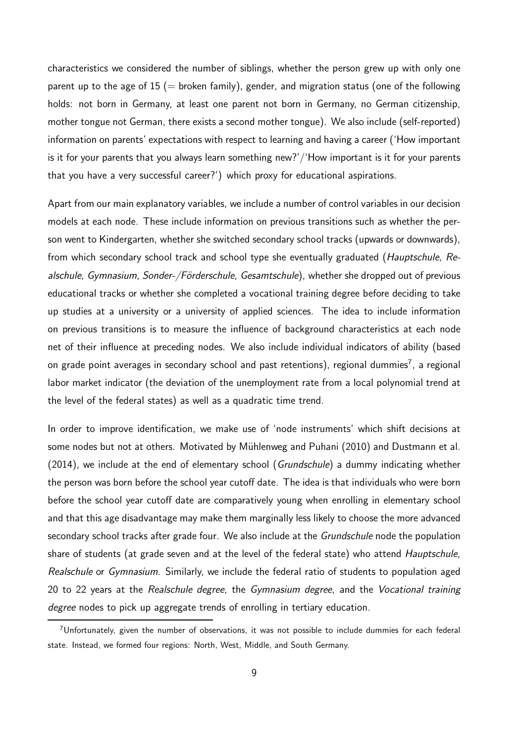characteristics we considered the number of siblings, whether the person grew up with only one parent up to the age of 15 (= broken family), gender, and migration status (one of the following holds: not born in Germany, at least one parent not born in Germany, no German citizenship, mother tongue not German, there exists a second mother tongue). We also include (self-reported) information on parents' expectations with respect to learning and having a career ('How important is it for your parents that you always learn something new?'/'How important is it for your parents that you have a very successful career?') which proxy for educational aspirations.

Apart from our main explanatory variables, we include a number of control variables in our decision models at each node. These include information on previous transitions such as whether the person went to Kindergarten, whether she switched secondary school tracks (upwards or downwards), from which secondary school track and school type she eventually graduated (*Hauptschule, Realschule, Gymnasium, Sonder-/Förderschule, Gesamtschule*), whether she dropped out of previous educational tracks or whether she completed a vocational training degree before deciding to take up studies at a university or a university of applied sciences. The idea to include information on previous transitions is to measure the influence of background characteristics at each node net of their influence at preceding nodes. We also include individual indicators of ability (based on grade point averages in secondary school and past retentions), regional dummies[7], a regional labor market indicator (the deviation of the unemployment rate from a local polynomial trend at the level of the federal states) as well as a quadratic time trend.

In order to improve identification, we make use of 'node instruments' which shift decisions at some nodes but not at others. Motivated by Mühlenweg and Puhani (2010) and Dustmann et al. (2014), we include at the end of elementary school (*Grundschule*) a dummy indicating whether the person was born before the school year cutoff date. The idea is that individuals who were born before the school year cutoff date are comparatively young when enrolling in elementary school and that this age disadvantage may make them marginally less likely to choose the more advanced secondary school tracks after grade four. We also include at the *Grundschule* node the population share of students (at grade seven and at the level of the federal state) who attend *Hauptschule*, *Realschule* or *Gymnasium*. Similarly, we include the federal ratio of students to population aged 20 to 22 years at the *Realschule degree*, the *Gymnasium degree*, and the *Vocational training degree* nodes to pick up aggregate trends of enrolling in tertiary education.

[7]Unfortunately, given the number of observations, it was not possible to include dummies for each federal state. Instead, we formed four regions: North, West, Middle, and South Germany.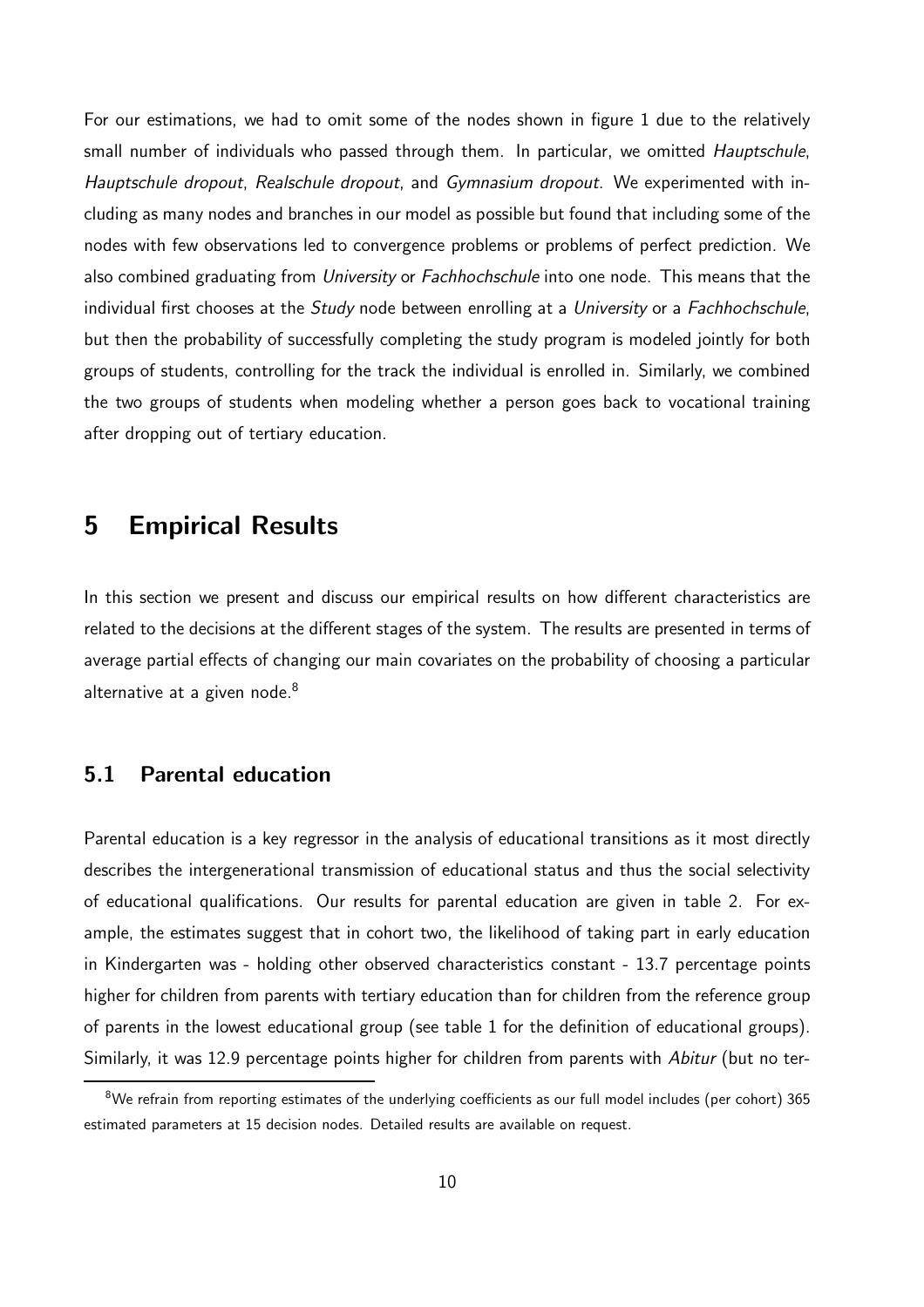For our estimations, we had to omit some of the nodes shown in figure 1 due to the relatively small number of individuals who passed through them. In particular, we omitted *Hauptschule*, *Hauptschule dropout*, *Realschule dropout*, and *Gymnasium dropout*. We experimented with including as many nodes and branches in our model as possible but found that including some of the nodes with few observations led to convergence problems or problems of perfect prediction. We also combined graduating from *University* or *Fachhochschule* into one node. This means that the individual first chooses at the *Study* node between enrolling at a *University* or a *Fachhochschule*, but then the probability of successfully completing the study program is modeled jointly for both groups of students, controlling for the track the individual is enrolled in. Similarly, we combined the two groups of students when modeling whether a person goes back to vocational training after dropping out of tertiary education.

# 5 Empirical Results

In this section we present and discuss our empirical results on how different characteristics are related to the decisions at the different stages of the system. The results are presented in terms of average partial effects of changing our main covariates on the probability of choosing a particular alternative at a given node.[8]

## 5.1 Parental education

Parental education is a key regressor in the analysis of educational transitions as it most directly describes the intergenerational transmission of educational status and thus the social selectivity of educational qualifications. Our results for parental education are given in table 2. For example, the estimates suggest that in cohort two, the likelihood of taking part in early education in Kindergarten was - holding other observed characteristics constant - 13.7 percentage points higher for children from parents with tertiary education than for children from the reference group of parents in the lowest educational group (see table 1 for the definition of educational groups). Similarly, it was 12.9 percentage points higher for children from parents with *Abitur* (but no ter-

[8]We refrain from reporting estimates of the underlying coefficients as our full model includes (per cohort) 365 estimated parameters at 15 decision nodes. Detailed results are available on request.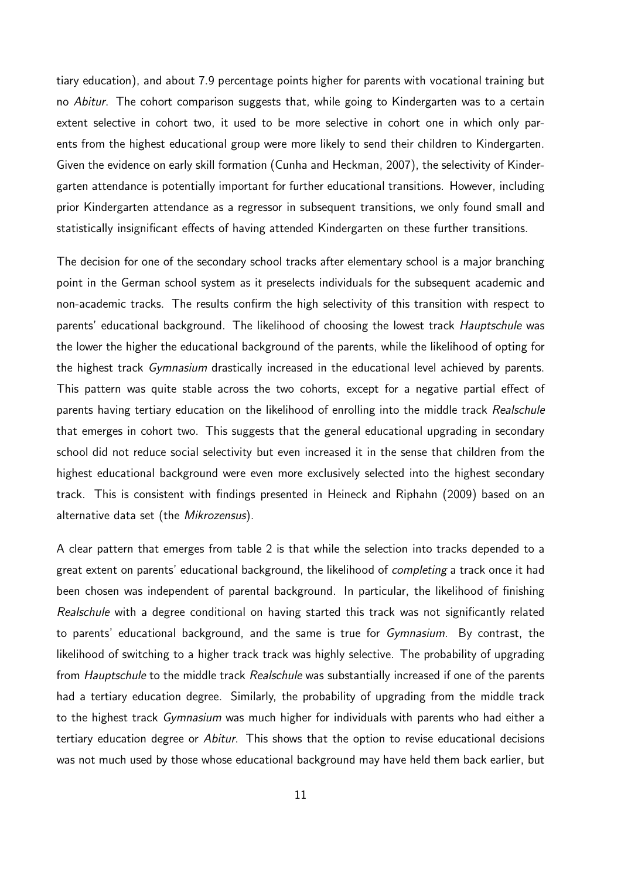tiary education), and about 7.9 percentage points higher for parents with vocational training but no *Abitur*. The cohort comparison suggests that, while going to Kindergarten was to a certain extent selective in cohort two, it used to be more selective in cohort one in which only parents from the highest educational group were more likely to send their children to Kindergarten. Given the evidence on early skill formation (Cunha and Heckman, 2007), the selectivity of Kindergarten attendance is potentially important for further educational transitions. However, including prior Kindergarten attendance as a regressor in subsequent transitions, we only found small and statistically insignificant effects of having attended Kindergarten on these further transitions.

The decision for one of the secondary school tracks after elementary school is a major branching point in the German school system as it preselects individuals for the subsequent academic and non-academic tracks. The results confirm the high selectivity of this transition with respect to parents' educational background. The likelihood of choosing the lowest track *Hauptschule* was the lower the higher the educational background of the parents, while the likelihood of opting for the highest track *Gymnasium* drastically increased in the educational level achieved by parents. This pattern was quite stable across the two cohorts, except for a negative partial effect of parents having tertiary education on the likelihood of enrolling into the middle track *Realschule* that emerges in cohort two. This suggests that the general educational upgrading in secondary school did not reduce social selectivity but even increased it in the sense that children from the highest educational background were even more exclusively selected into the highest secondary track. This is consistent with findings presented in Heineck and Riphahn (2009) based on an alternative data set (the *Mikrozensus*).

A clear pattern that emerges from table 2 is that while the selection into tracks depended to a great extent on parents' educational background, the likelihood of *completing* a track once it had been chosen was independent of parental background. In particular, the likelihood of finishing *Realschule* with a degree conditional on having started this track was not significantly related to parents' educational background, and the same is true for *Gymnasium*. By contrast, the likelihood of switching to a higher track track was highly selective. The probability of upgrading from *Hauptschule* to the middle track *Realschule* was substantially increased if one of the parents had a tertiary education degree. Similarly, the probability of upgrading from the middle track to the highest track *Gymnasium* was much higher for individuals with parents who had either a tertiary education degree or *Abitur*. This shows that the option to revise educational decisions was not much used by those whose educational background may have held them back earlier, but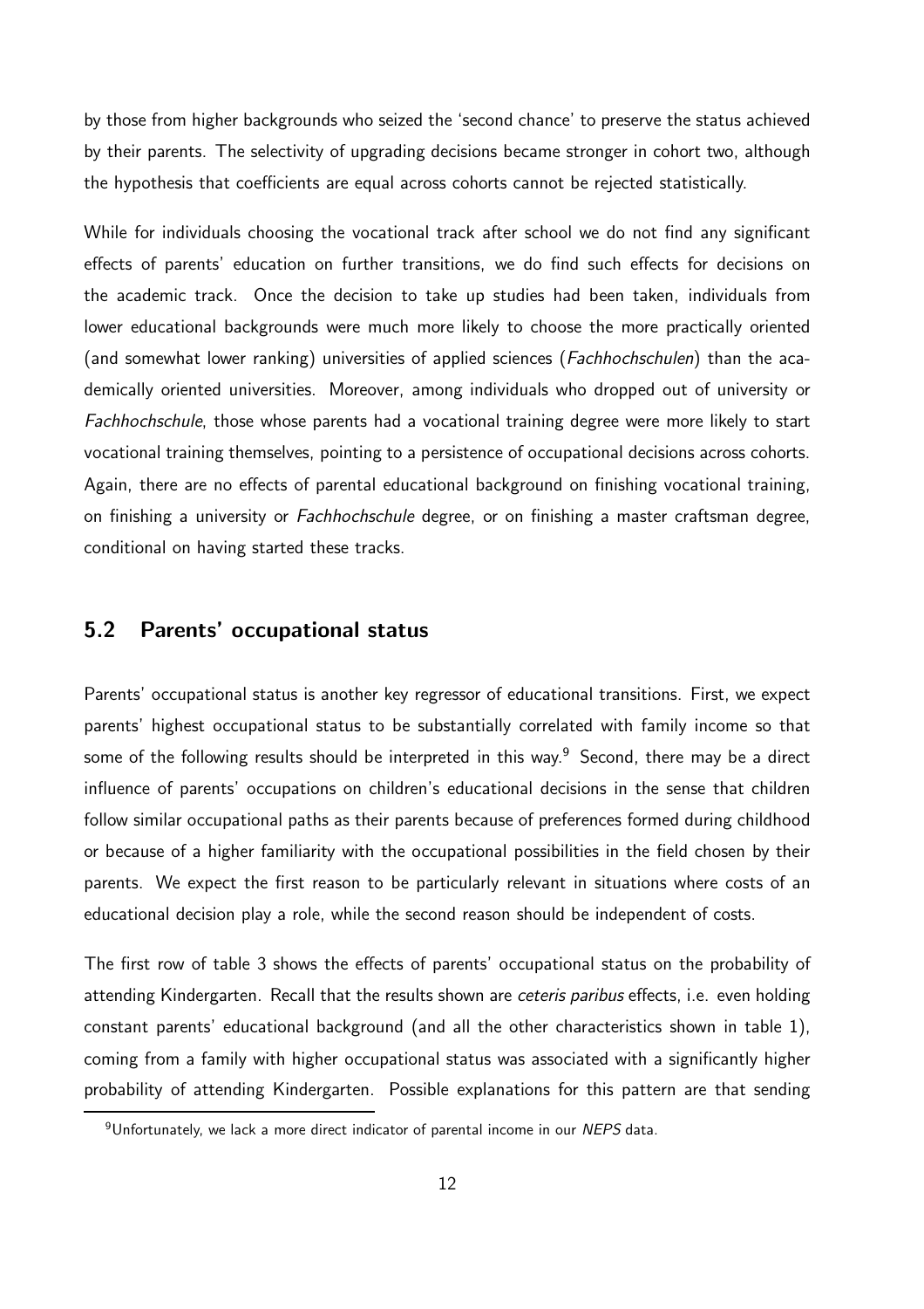by those from higher backgrounds who seized the 'second chance' to preserve the status achieved by their parents. The selectivity of upgrading decisions became stronger in cohort two, although the hypothesis that coefficients are equal across cohorts cannot be rejected statistically.

While for individuals choosing the vocational track after school we do not find any significant effects of parents' education on further transitions, we do find such effects for decisions on the academic track. Once the decision to take up studies had been taken, individuals from lower educational backgrounds were much more likely to choose the more practically oriented (and somewhat lower ranking) universities of applied sciences (*Fachhochschulen*) than the academically oriented universities. Moreover, among individuals who dropped out of university or *Fachhochschule*, those whose parents had a vocational training degree were more likely to start vocational training themselves, pointing to a persistence of occupational decisions across cohorts. Again, there are no effects of parental educational background on finishing vocational training, on finishing a university or *Fachhochschule* degree, or on finishing a master craftsman degree, conditional on having started these tracks.

## 5.2 Parents' occupational status

Parents' occupational status is another key regressor of educational transitions. First, we expect parents' highest occupational status to be substantially correlated with family income so that some of the following results should be interpreted in this way.[9] Second, there may be a direct influence of parents' occupations on children's educational decisions in the sense that children follow similar occupational paths as their parents because of preferences formed during childhood or because of a higher familiarity with the occupational possibilities in the field chosen by their parents. We expect the first reason to be particularly relevant in situations where costs of an educational decision play a role, while the second reason should be independent of costs.

The first row of table 3 shows the effects of parents' occupational status on the probability of attending Kindergarten. Recall that the results shown are *ceteris paribus* effects, i.e. even holding constant parents' educational background (and all the other characteristics shown in table 1), coming from a family with higher occupational status was associated with a significantly higher probability of attending Kindergarten. Possible explanations for this pattern are that sending

[9] Unfortunately, we lack a more direct indicator of parental income in our *NEPS* data.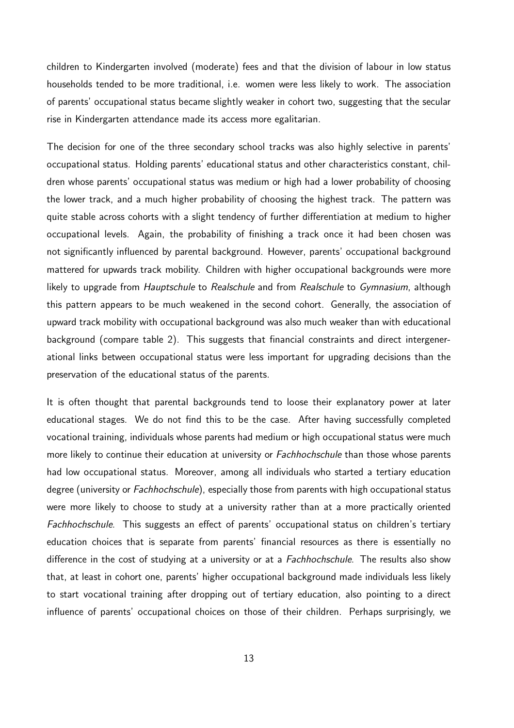children to Kindergarten involved (moderate) fees and that the division of labour in low status households tended to be more traditional, i.e. women were less likely to work. The association of parents' occupational status became slightly weaker in cohort two, suggesting that the secular rise in Kindergarten attendance made its access more egalitarian.

The decision for one of the three secondary school tracks was also highly selective in parents' occupational status. Holding parents' educational status and other characteristics constant, children whose parents' occupational status was medium or high had a lower probability of choosing the lower track, and a much higher probability of choosing the highest track. The pattern was quite stable across cohorts with a slight tendency of further differentiation at medium to higher occupational levels. Again, the probability of finishing a track once it had been chosen was not significantly influenced by parental background. However, parents' occupational background mattered for upwards track mobility. Children with higher occupational backgrounds were more likely to upgrade from *Hauptschule* to *Realschule* and from *Realschule* to *Gymnasium*, although this pattern appears to be much weakened in the second cohort. Generally, the association of upward track mobility with occupational background was also much weaker than with educational background (compare table 2). This suggests that financial constraints and direct intergenerational links between occupational status were less important for upgrading decisions than the preservation of the educational status of the parents.

It is often thought that parental backgrounds tend to loose their explanatory power at later educational stages. We do not find this to be the case. After having successfully completed vocational training, individuals whose parents had medium or high occupational status were much more likely to continue their education at university or *Fachhochschule* than those whose parents had low occupational status. Moreover, among all individuals who started a tertiary education degree (university or *Fachhochschule*), especially those from parents with high occupational status were more likely to choose to study at a university rather than at a more practically oriented *Fachhochschule*. This suggests an effect of parents' occupational status on children's tertiary education choices that is separate from parents' financial resources as there is essentially no difference in the cost of studying at a university or at a *Fachhochschule*. The results also show that, at least in cohort one, parents' higher occupational background made individuals less likely to start vocational training after dropping out of tertiary education, also pointing to a direct influence of parents' occupational choices on those of their children. Perhaps surprisingly, we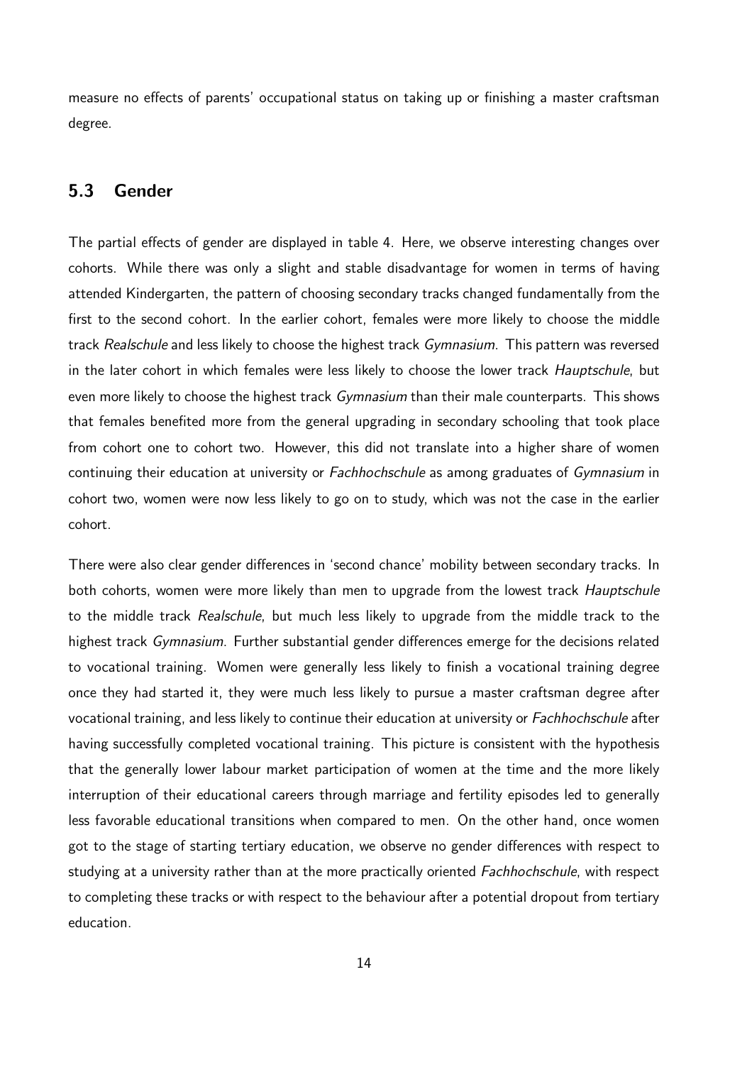measure no effects of parents' occupational status on taking up or finishing a master craftsman degree.

## 5.3 Gender

The partial effects of gender are displayed in table 4. Here, we observe interesting changes over cohorts. While there was only a slight and stable disadvantage for women in terms of having attended Kindergarten, the pattern of choosing secondary tracks changed fundamentally from the first to the second cohort. In the earlier cohort, females were more likely to choose the middle track *Realschule* and less likely to choose the highest track *Gymnasium*. This pattern was reversed in the later cohort in which females were less likely to choose the lower track *Hauptschule*, but even more likely to choose the highest track *Gymnasium* than their male counterparts. This shows that females benefited more from the general upgrading in secondary schooling that took place from cohort one to cohort two. However, this did not translate into a higher share of women continuing their education at university or *Fachhochschule* as among graduates of *Gymnasium* in cohort two, women were now less likely to go on to study, which was not the case in the earlier cohort.

There were also clear gender differences in 'second chance' mobility between secondary tracks. In both cohorts, women were more likely than men to upgrade from the lowest track *Hauptschule* to the middle track *Realschule*, but much less likely to upgrade from the middle track to the highest track *Gymnasium*. Further substantial gender differences emerge for the decisions related to vocational training. Women were generally less likely to finish a vocational training degree once they had started it, they were much less likely to pursue a master craftsman degree after vocational training, and less likely to continue their education at university or *Fachhochschule* after having successfully completed vocational training. This picture is consistent with the hypothesis that the generally lower labour market participation of women at the time and the more likely interruption of their educational careers through marriage and fertility episodes led to generally less favorable educational transitions when compared to men. On the other hand, once women got to the stage of starting tertiary education, we observe no gender differences with respect to studying at a university rather than at the more practically oriented *Fachhochschule*, with respect to completing these tracks or with respect to the behaviour after a potential dropout from tertiary education.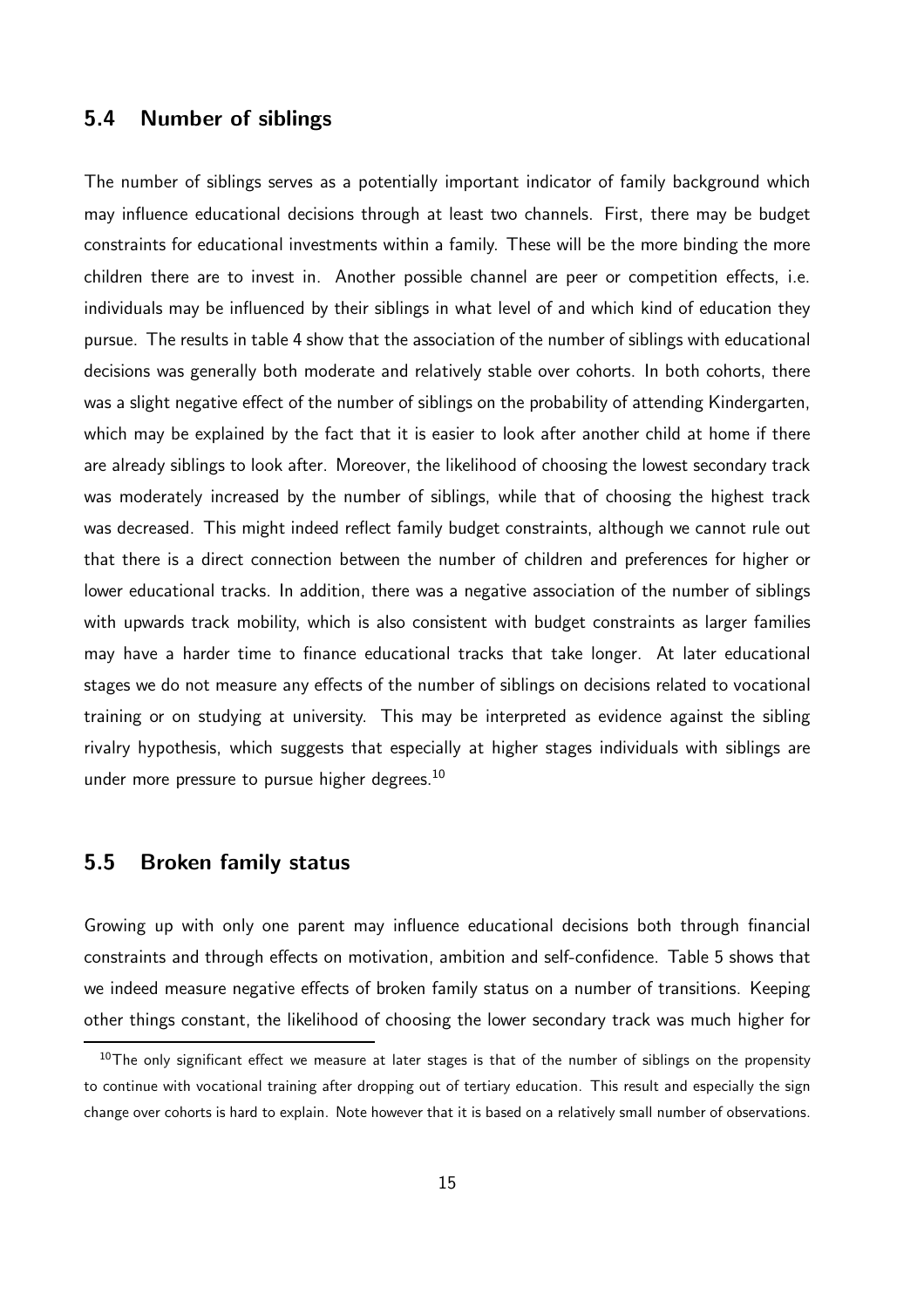## 5.4 Number of siblings

The number of siblings serves as a potentially important indicator of family background which may influence educational decisions through at least two channels. First, there may be budget constraints for educational investments within a family. These will be the more binding the more children there are to invest in. Another possible channel are peer or competition effects, i.e. individuals may be influenced by their siblings in what level of and which kind of education they pursue. The results in table 4 show that the association of the number of siblings with educational decisions was generally both moderate and relatively stable over cohorts. In both cohorts, there was a slight negative effect of the number of siblings on the probability of attending Kindergarten, which may be explained by the fact that it is easier to look after another child at home if there are already siblings to look after. Moreover, the likelihood of choosing the lowest secondary track was moderately increased by the number of siblings, while that of choosing the highest track was decreased. This might indeed reflect family budget constraints, although we cannot rule out that there is a direct connection between the number of children and preferences for higher or lower educational tracks. In addition, there was a negative association of the number of siblings with upwards track mobility, which is also consistent with budget constraints as larger families may have a harder time to finance educational tracks that take longer. At later educational stages we do not measure any effects of the number of siblings on decisions related to vocational training or on studying at university. This may be interpreted as evidence against the sibling rivalry hypothesis, which suggests that especially at higher stages individuals with siblings are under more pressure to pursue higher degrees.[10]

## 5.5 Broken family status

Growing up with only one parent may influence educational decisions both through financial constraints and through effects on motivation, ambition and self-confidence. Table 5 shows that we indeed measure negative effects of broken family status on a number of transitions. Keeping other things constant, the likelihood of choosing the lower secondary track was much higher for

[10] The only significant effect we measure at later stages is that of the number of siblings on the propensity to continue with vocational training after dropping out of tertiary education. This result and especially the sign change over cohorts is hard to explain. Note however that it is based on a relatively small number of observations.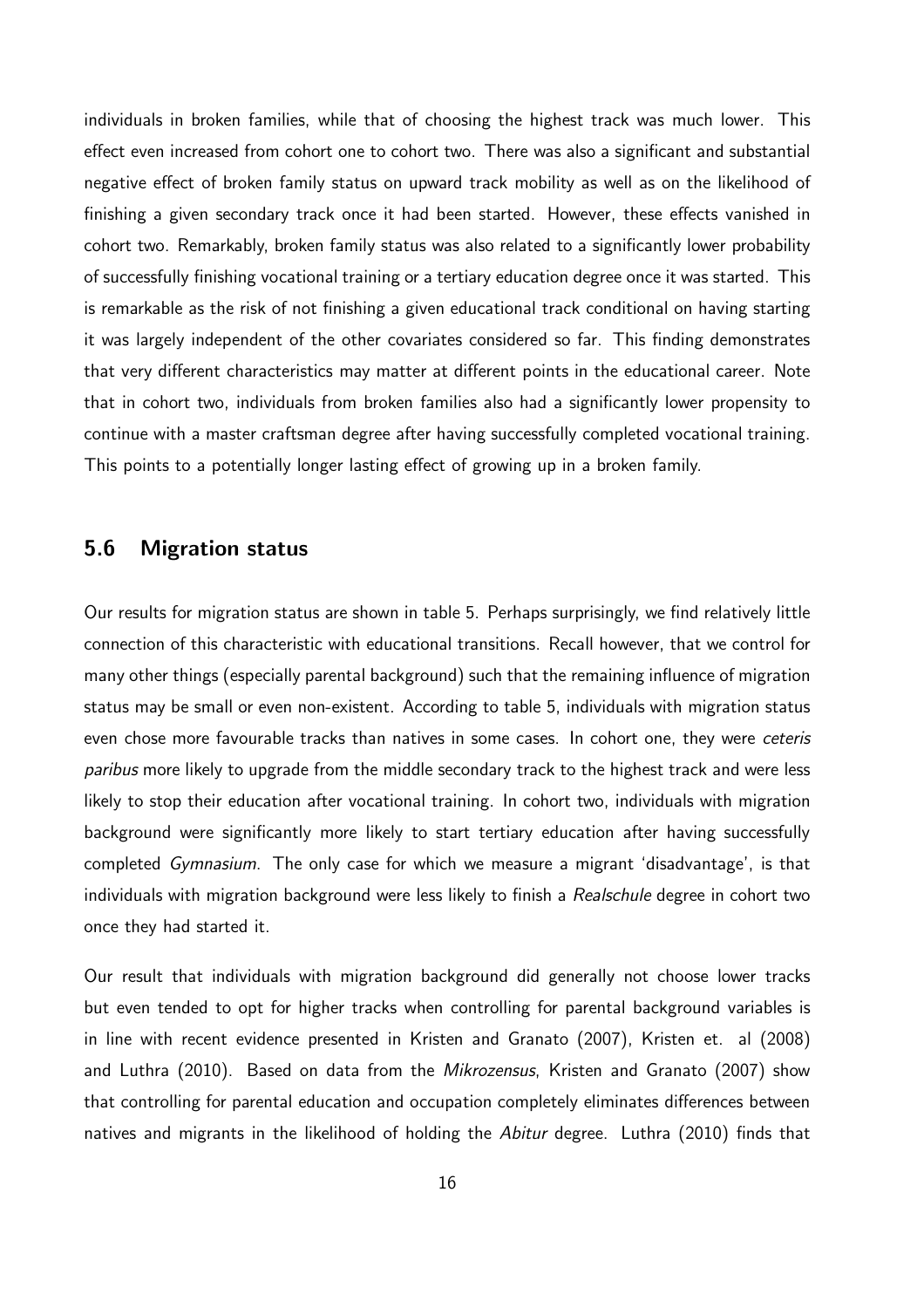individuals in broken families, while that of choosing the highest track was much lower. This effect even increased from cohort one to cohort two. There was also a significant and substantial negative effect of broken family status on upward track mobility as well as on the likelihood of finishing a given secondary track once it had been started. However, these effects vanished in cohort two. Remarkably, broken family status was also related to a significantly lower probability of successfully finishing vocational training or a tertiary education degree once it was started. This is remarkable as the risk of not finishing a given educational track conditional on having starting it was largely independent of the other covariates considered so far. This finding demonstrates that very different characteristics may matter at different points in the educational career. Note that in cohort two, individuals from broken families also had a significantly lower propensity to continue with a master craftsman degree after having successfully completed vocational training. This points to a potentially longer lasting effect of growing up in a broken family.

## 5.6 Migration status

Our results for migration status are shown in table 5. Perhaps surprisingly, we find relatively little connection of this characteristic with educational transitions. Recall however, that we control for many other things (especially parental background) such that the remaining influence of migration status may be small or even non-existent. According to table 5, individuals with migration status even chose more favourable tracks than natives in some cases. In cohort one, they were *ceteris paribus* more likely to upgrade from the middle secondary track to the highest track and were less likely to stop their education after vocational training. In cohort two, individuals with migration background were significantly more likely to start tertiary education after having successfully completed *Gymnasium*. The only case for which we measure a migrant 'disadvantage', is that individuals with migration background were less likely to finish a *Realschule* degree in cohort two once they had started it.

Our result that individuals with migration background did generally not choose lower tracks but even tended to opt for higher tracks when controlling for parental background variables is in line with recent evidence presented in Kristen and Granato (2007), Kristen et. al (2008) and Luthra (2010). Based on data from the *Mikrozensus*, Kristen and Granato (2007) show that controlling for parental education and occupation completely eliminates differences between natives and migrants in the likelihood of holding the *Abitur* degree. Luthra (2010) finds that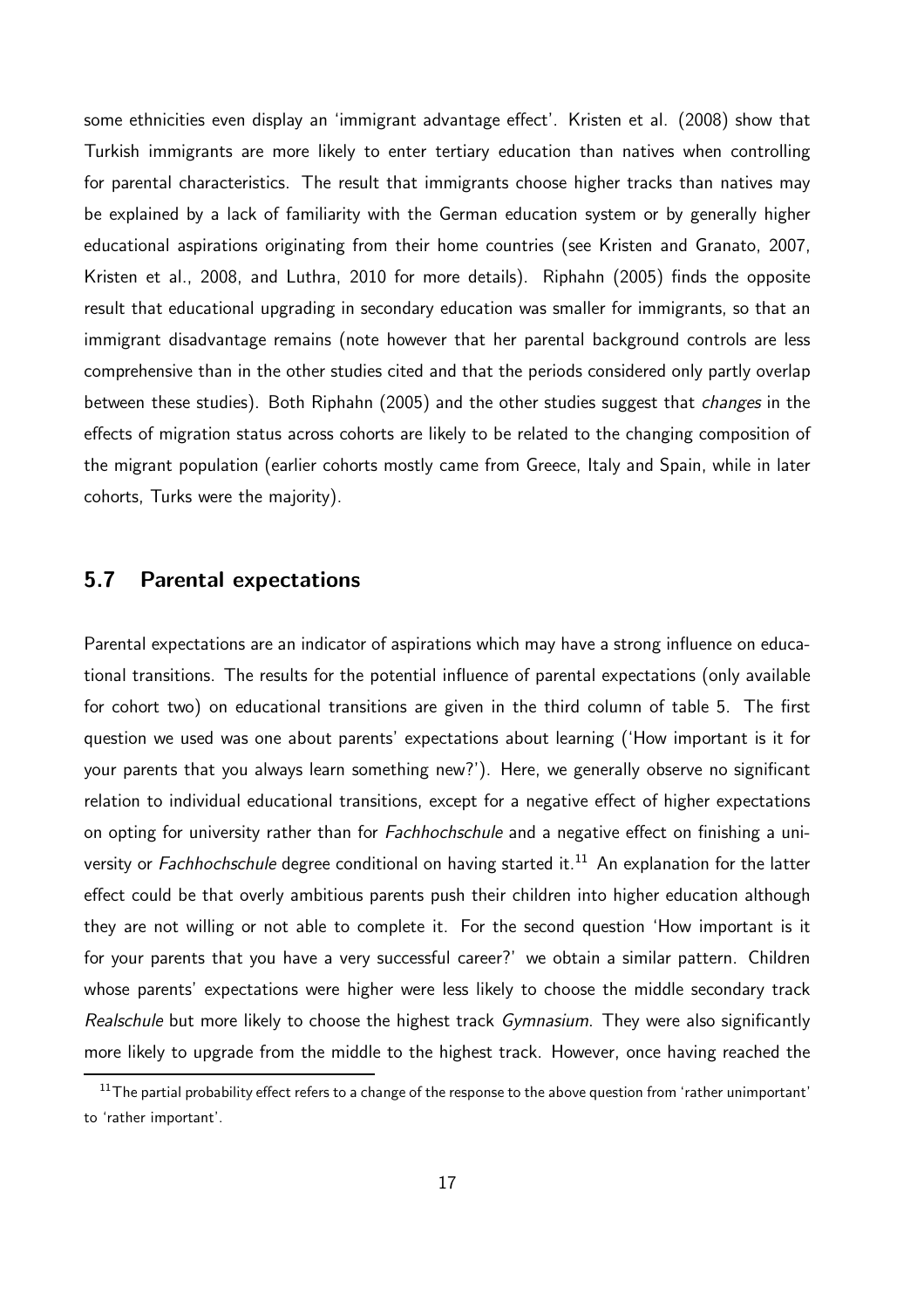some ethnicities even display an 'immigrant advantage effect'. Kristen et al. (2008) show that Turkish immigrants are more likely to enter tertiary education than natives when controlling for parental characteristics. The result that immigrants choose higher tracks than natives may be explained by a lack of familiarity with the German education system or by generally higher educational aspirations originating from their home countries (see Kristen and Granato, 2007, Kristen et al., 2008, and Luthra, 2010 for more details). Riphahn (2005) finds the opposite result that educational upgrading in secondary education was smaller for immigrants, so that an immigrant disadvantage remains (note however that her parental background controls are less comprehensive than in the other studies cited and that the periods considered only partly overlap between these studies). Both Riphahn (2005) and the other studies suggest that *changes* in the effects of migration status across cohorts are likely to be related to the changing composition of the migrant population (earlier cohorts mostly came from Greece, Italy and Spain, while in later cohorts, Turks were the majority).

## 5.7 Parental expectations

Parental expectations are an indicator of aspirations which may have a strong influence on educational transitions. The results for the potential influence of parental expectations (only available for cohort two) on educational transitions are given in the third column of table 5. The first question we used was one about parents' expectations about learning ('How important is it for your parents that you always learn something new?'). Here, we generally observe no significant relation to individual educational transitions, except for a negative effect of higher expectations on opting for university rather than for *Fachhochschule* and a negative effect on finishing a university or *Fachhochschule* degree conditional on having started it.[11] An explanation for the latter effect could be that overly ambitious parents push their children into higher education although they are not willing or not able to complete it. For the second question 'How important is it for your parents that you have a very successful career?' we obtain a similar pattern. Children whose parents' expectations were higher were less likely to choose the middle secondary track *Realschule* but more likely to choose the highest track *Gymnasium*. They were also significantly more likely to upgrade from the middle to the highest track. However, once having reached the

[11] The partial probability effect refers to a change of the response to the above question from 'rather unimportant' to 'rather important'.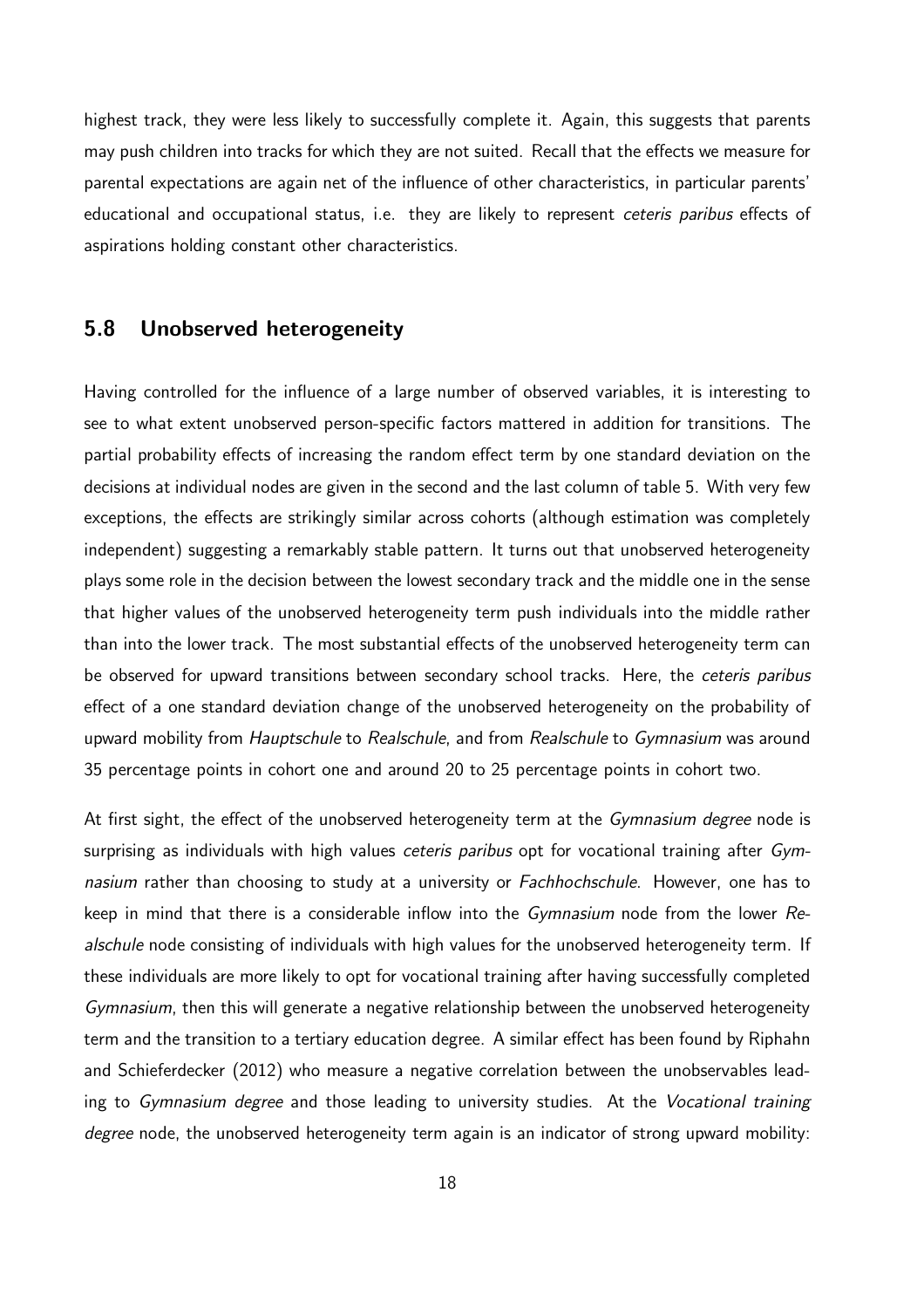highest track, they were less likely to successfully complete it. Again, this suggests that parents may push children into tracks for which they are not suited. Recall that the effects we measure for parental expectations are again net of the influence of other characteristics, in particular parents' educational and occupational status, i.e. they are likely to represent *ceteris paribus* effects of aspirations holding constant other characteristics.

## 5.8 Unobserved heterogeneity

Having controlled for the influence of a large number of observed variables, it is interesting to see to what extent unobserved person-specific factors mattered in addition for transitions. The partial probability effects of increasing the random effect term by one standard deviation on the decisions at individual nodes are given in the second and the last column of table 5. With very few exceptions, the effects are strikingly similar across cohorts (although estimation was completely independent) suggesting a remarkably stable pattern. It turns out that unobserved heterogeneity plays some role in the decision between the lowest secondary track and the middle one in the sense that higher values of the unobserved heterogeneity term push individuals into the middle rather than into the lower track. The most substantial effects of the unobserved heterogeneity term can be observed for upward transitions between secondary school tracks. Here, the *ceteris paribus* effect of a one standard deviation change of the unobserved heterogeneity on the probability of upward mobility from *Hauptschule* to *Realschule*, and from *Realschule* to *Gymnasium* was around 35 percentage points in cohort one and around 20 to 25 percentage points in cohort two.

At first sight, the effect of the unobserved heterogeneity term at the *Gymnasium degree* node is surprising as individuals with high values *ceteris paribus* opt for vocational training after *Gymnasium* rather than choosing to study at a university or *Fachhochschule*. However, one has to keep in mind that there is a considerable inflow into the *Gymnasium* node from the lower *Realschule* node consisting of individuals with high values for the unobserved heterogeneity term. If these individuals are more likely to opt for vocational training after having successfully completed *Gymnasium*, then this will generate a negative relationship between the unobserved heterogeneity term and the transition to a tertiary education degree. A similar effect has been found by Riphahn and Schieferdecker (2012) who measure a negative correlation between the unobservables leading to *Gymnasium degree* and those leading to university studies. At the *Vocational training degree* node, the unobserved heterogeneity term again is an indicator of strong upward mobility: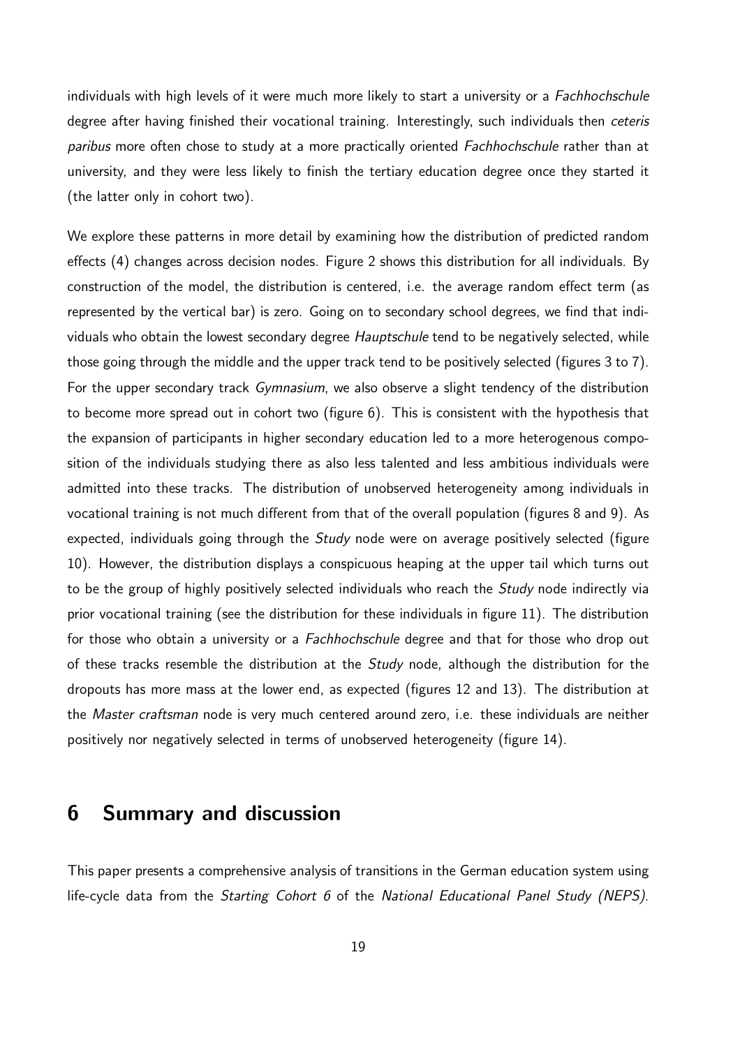individuals with high levels of it were much more likely to start a university or a *Fachhochschule* degree after having finished their vocational training. Interestingly, such individuals then *ceteris paribus* more often chose to study at a more practically oriented *Fachhochschule* rather than at university, and they were less likely to finish the tertiary education degree once they started it (the latter only in cohort two).

We explore these patterns in more detail by examining how the distribution of predicted random effects (4) changes across decision nodes. Figure 2 shows this distribution for all individuals. By construction of the model, the distribution is centered, i.e. the average random effect term (as represented by the vertical bar) is zero. Going on to secondary school degrees, we find that individuals who obtain the lowest secondary degree *Hauptschule* tend to be negatively selected, while those going through the middle and the upper track tend to be positively selected (figures 3 to 7). For the upper secondary track *Gymnasium*, we also observe a slight tendency of the distribution to become more spread out in cohort two (figure 6). This is consistent with the hypothesis that the expansion of participants in higher secondary education led to a more heterogenous composition of the individuals studying there as also less talented and less ambitious individuals were admitted into these tracks. The distribution of unobserved heterogeneity among individuals in vocational training is not much different from that of the overall population (figures 8 and 9). As expected, individuals going through the *Study* node were on average positively selected (figure 10). However, the distribution displays a conspicuous heaping at the upper tail which turns out to be the group of highly positively selected individuals who reach the *Study* node indirectly via prior vocational training (see the distribution for these individuals in figure 11). The distribution for those who obtain a university or a *Fachhochschule* degree and that for those who drop out of these tracks resemble the distribution at the *Study* node, although the distribution for the dropouts has more mass at the lower end, as expected (figures 12 and 13). The distribution at the *Master craftsman* node is very much centered around zero, i.e. these individuals are neither positively nor negatively selected in terms of unobserved heterogeneity (figure 14).

## 6 Summary and discussion

This paper presents a comprehensive analysis of transitions in the German education system using life-cycle data from the *Starting Cohort 6* of the *National Educational Panel Study (NEPS)*.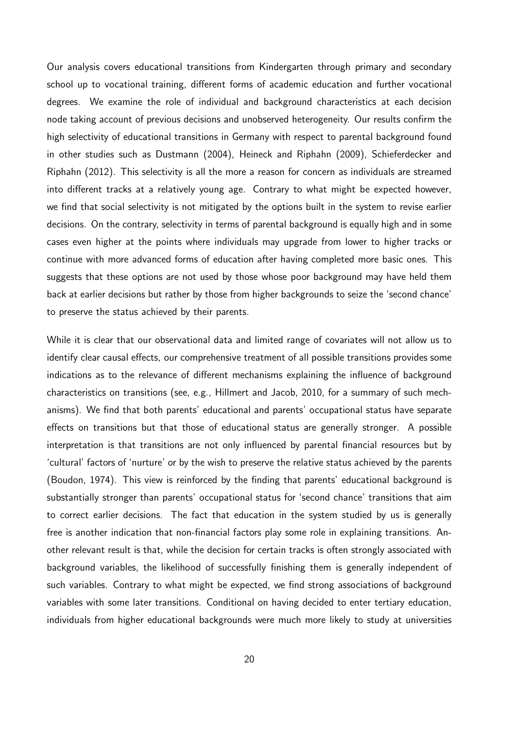Our analysis covers educational transitions from Kindergarten through primary and secondary school up to vocational training, different forms of academic education and further vocational degrees. We examine the role of individual and background characteristics at each decision node taking account of previous decisions and unobserved heterogeneity. Our results confirm the high selectivity of educational transitions in Germany with respect to parental background found in other studies such as Dustmann (2004), Heineck and Riphahn (2009), Schieferdecker and Riphahn (2012). This selectivity is all the more a reason for concern as individuals are streamed into different tracks at a relatively young age. Contrary to what might be expected however, we find that social selectivity is not mitigated by the options built in the system to revise earlier decisions. On the contrary, selectivity in terms of parental background is equally high and in some cases even higher at the points where individuals may upgrade from lower to higher tracks or continue with more advanced forms of education after having completed more basic ones. This suggests that these options are not used by those whose poor background may have held them back at earlier decisions but rather by those from higher backgrounds to seize the 'second chance' to preserve the status achieved by their parents.

While it is clear that our observational data and limited range of covariates will not allow us to identify clear causal effects, our comprehensive treatment of all possible transitions provides some indications as to the relevance of different mechanisms explaining the influence of background characteristics on transitions (see, e.g., Hillmert and Jacob, 2010, for a summary of such mechanisms). We find that both parents' educational and parents' occupational status have separate effects on transitions but that those of educational status are generally stronger. A possible interpretation is that transitions are not only influenced by parental financial resources but by 'cultural' factors of 'nurture' or by the wish to preserve the relative status achieved by the parents (Boudon, 1974). This view is reinforced by the finding that parents' educational background is substantially stronger than parents' occupational status for 'second chance' transitions that aim to correct earlier decisions. The fact that education in the system studied by us is generally free is another indication that non-financial factors play some role in explaining transitions. Another relevant result is that, while the decision for certain tracks is often strongly associated with background variables, the likelihood of successfully finishing them is generally independent of such variables. Contrary to what might be expected, we find strong associations of background variables with some later transitions. Conditional on having decided to enter tertiary education, individuals from higher educational backgrounds were much more likely to study at universities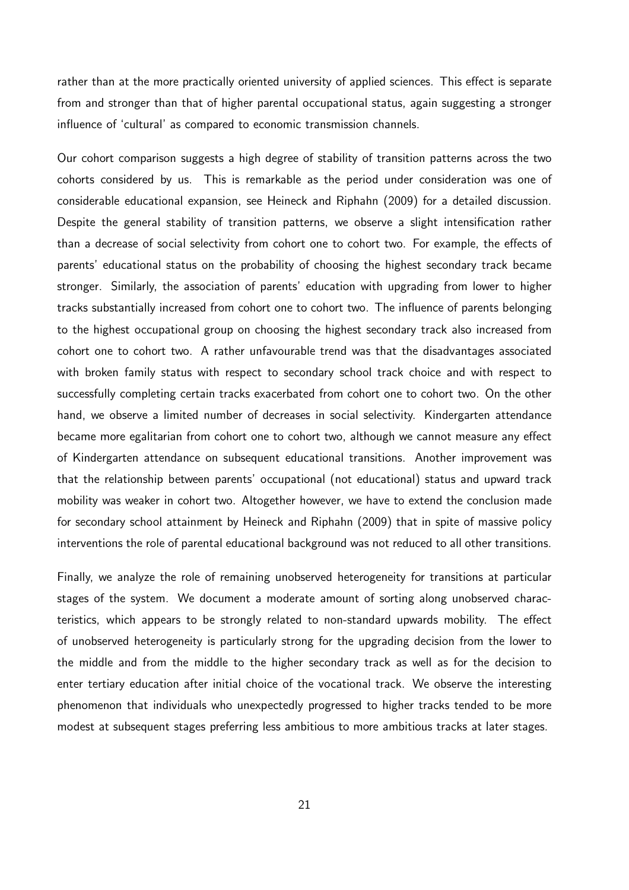rather than at the more practically oriented university of applied sciences. This effect is separate from and stronger than that of higher parental occupational status, again suggesting a stronger influence of 'cultural' as compared to economic transmission channels.

Our cohort comparison suggests a high degree of stability of transition patterns across the two cohorts considered by us. This is remarkable as the period under consideration was one of considerable educational expansion, see Heineck and Riphahn (2009) for a detailed discussion. Despite the general stability of transition patterns, we observe a slight intensification rather than a decrease of social selectivity from cohort one to cohort two. For example, the effects of parents' educational status on the probability of choosing the highest secondary track became stronger. Similarly, the association of parents' education with upgrading from lower to higher tracks substantially increased from cohort one to cohort two. The influence of parents belonging to the highest occupational group on choosing the highest secondary track also increased from cohort one to cohort two. A rather unfavourable trend was that the disadvantages associated with broken family status with respect to secondary school track choice and with respect to successfully completing certain tracks exacerbated from cohort one to cohort two. On the other hand, we observe a limited number of decreases in social selectivity. Kindergarten attendance became more egalitarian from cohort one to cohort two, although we cannot measure any effect of Kindergarten attendance on subsequent educational transitions. Another improvement was that the relationship between parents' occupational (not educational) status and upward track mobility was weaker in cohort two. Altogether however, we have to extend the conclusion made for secondary school attainment by Heineck and Riphahn (2009) that in spite of massive policy interventions the role of parental educational background was not reduced to all other transitions.

Finally, we analyze the role of remaining unobserved heterogeneity for transitions at particular stages of the system. We document a moderate amount of sorting along unobserved characteristics, which appears to be strongly related to non-standard upwards mobility. The effect of unobserved heterogeneity is particularly strong for the upgrading decision from the lower to the middle and from the middle to the higher secondary track as well as for the decision to enter tertiary education after initial choice of the vocational track. We observe the interesting phenomenon that individuals who unexpectedly progressed to higher tracks tended to be more modest at subsequent stages preferring less ambitious to more ambitious tracks at later stages.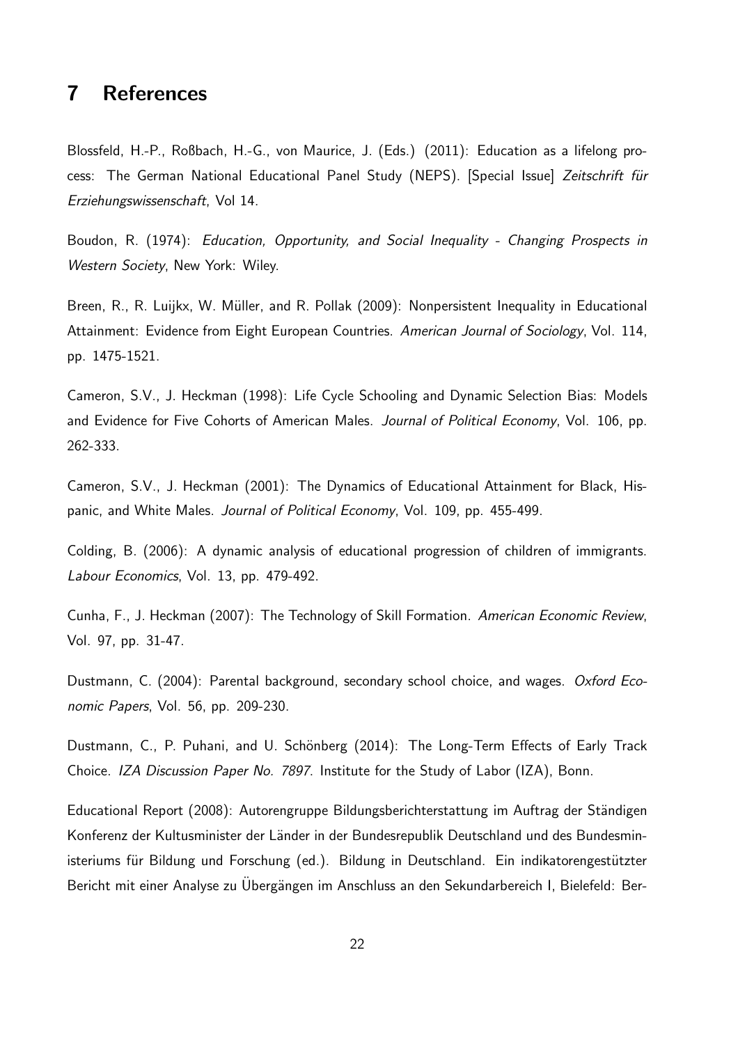# 7 References

Blossfeld, H.-P., Roßbach, H.-G., von Maurice, J. (Eds.) (2011): Education as a lifelong process: The German National Educational Panel Study (NEPS). [Special Issue] *Zeitschrift für Erziehungswissenschaft*, Vol 14.

Boudon, R. (1974): *Education, Opportunity, and Social Inequality - Changing Prospects in Western Society*, New York: Wiley.

Breen, R., R. Luijkx, W. Müller, and R. Pollak (2009): Nonpersistent Inequality in Educational Attainment: Evidence from Eight European Countries. *American Journal of Sociology*, Vol. 114, pp. 1475-1521.

Cameron, S.V., J. Heckman (1998): Life Cycle Schooling and Dynamic Selection Bias: Models and Evidence for Five Cohorts of American Males. *Journal of Political Economy*, Vol. 106, pp. 262-333.

Cameron, S.V., J. Heckman (2001): The Dynamics of Educational Attainment for Black, Hispanic, and White Males. *Journal of Political Economy*, Vol. 109, pp. 455-499.

Colding, B. (2006): A dynamic analysis of educational progression of children of immigrants. *Labour Economics*, Vol. 13, pp. 479-492.

Cunha, F., J. Heckman (2007): The Technology of Skill Formation. *American Economic Review*, Vol. 97, pp. 31-47.

Dustmann, C. (2004): Parental background, secondary school choice, and wages. *Oxford Economic Papers*, Vol. 56, pp. 209-230.

Dustmann, C., P. Puhani, and U. Schönberg (2014): The Long-Term Effects of Early Track Choice. *IZA Discussion Paper No. 7897*. Institute for the Study of Labor (IZA), Bonn.

Educational Report (2008): Autorengruppe Bildungsberichterstattung im Auftrag der Ständigen Konferenz der Kultusminister der Länder in der Bundesrepublik Deutschland und des Bundesministeriums für Bildung und Forschung (ed.). Bildung in Deutschland. Ein indikatorengestützter Bericht mit einer Analyse zu Übergängen im Anschluss an den Sekundarbereich I, Bielefeld: Ber-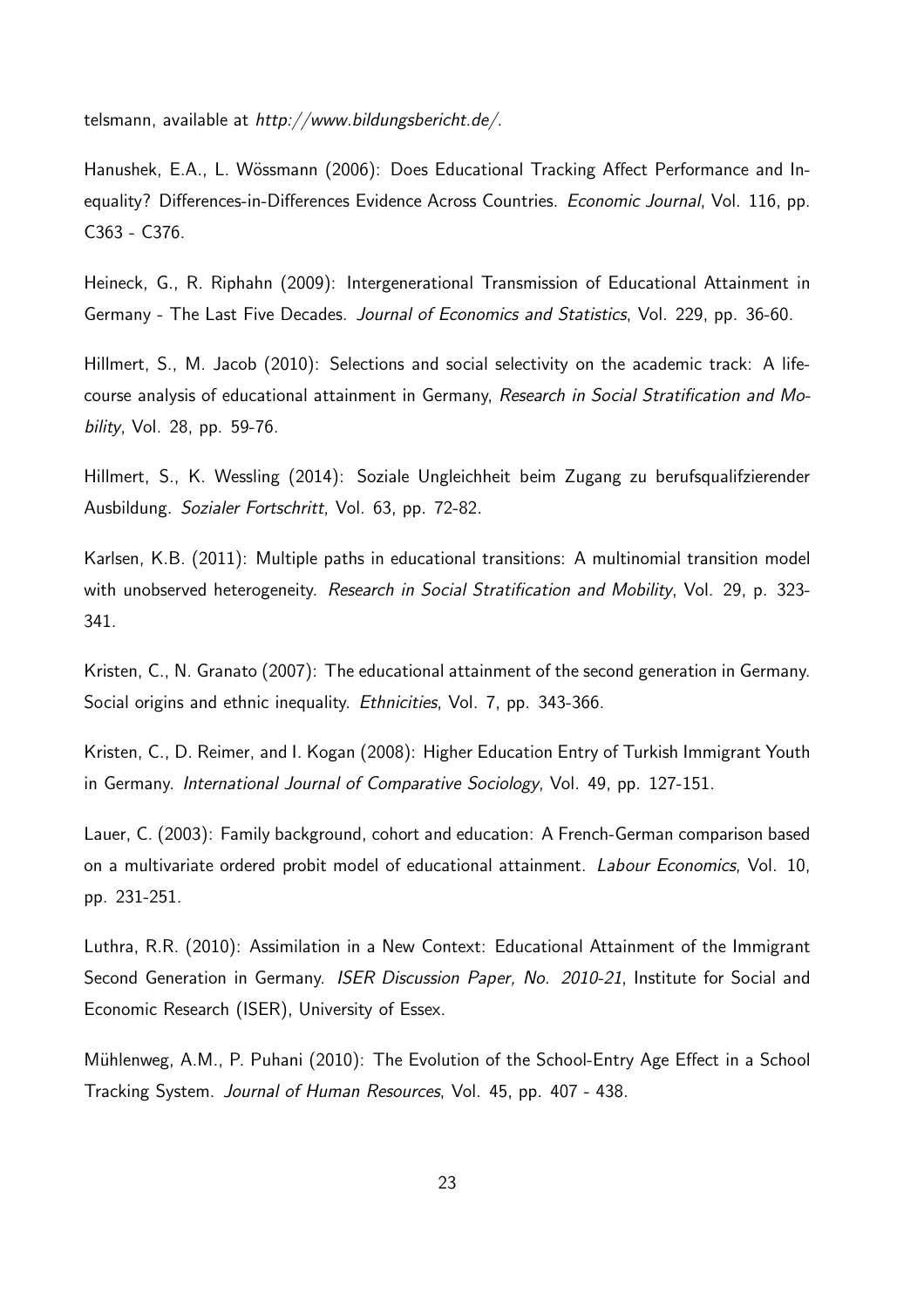telsmann, available at *http://www.bildungsbericht.de/*.

Hanushek, E.A., L. Wössmann (2006): Does Educational Tracking Affect Performance and Inequality? Differences-in-Differences Evidence Across Countries. *Economic Journal*, Vol. 116, pp. C363 - C376.

Heineck, G., R. Riphahn (2009): Intergenerational Transmission of Educational Attainment in Germany - The Last Five Decades. *Journal of Economics and Statistics*, Vol. 229, pp. 36-60.

Hillmert, S., M. Jacob (2010): Selections and social selectivity on the academic track: A life-course analysis of educational attainment in Germany, *Research in Social Stratification and Mobility*, Vol. 28, pp. 59-76.

Hillmert, S., K. Wessling (2014): Soziale Ungleichheit beim Zugang zu berufsqualifzierender Ausbildung. *Sozialer Fortschritt*, Vol. 63, pp. 72-82.

Karlsen, K.B. (2011): Multiple paths in educational transitions: A multinomial transition model with unobserved heterogeneity. *Research in Social Stratification and Mobility*, Vol. 29, p. 323-341.

Kristen, C., N. Granato (2007): The educational attainment of the second generation in Germany. Social origins and ethnic inequality. *Ethnicities*, Vol. 7, pp. 343-366.

Kristen, C., D. Reimer, and I. Kogan (2008): Higher Education Entry of Turkish Immigrant Youth in Germany. *International Journal of Comparative Sociology*, Vol. 49, pp. 127-151.

Lauer, C. (2003): Family background, cohort and education: A French-German comparison based on a multivariate ordered probit model of educational attainment. *Labour Economics*, Vol. 10, pp. 231-251.

Luthra, R.R. (2010): Assimilation in a New Context: Educational Attainment of the Immigrant Second Generation in Germany. *ISER Discussion Paper, No. 2010-21*, Institute for Social and Economic Research (ISER), University of Essex.

Mühlenweg, A.M., P. Puhani (2010): The Evolution of the School-Entry Age Effect in a School Tracking System. *Journal of Human Resources*, Vol. 45, pp. 407 - 438.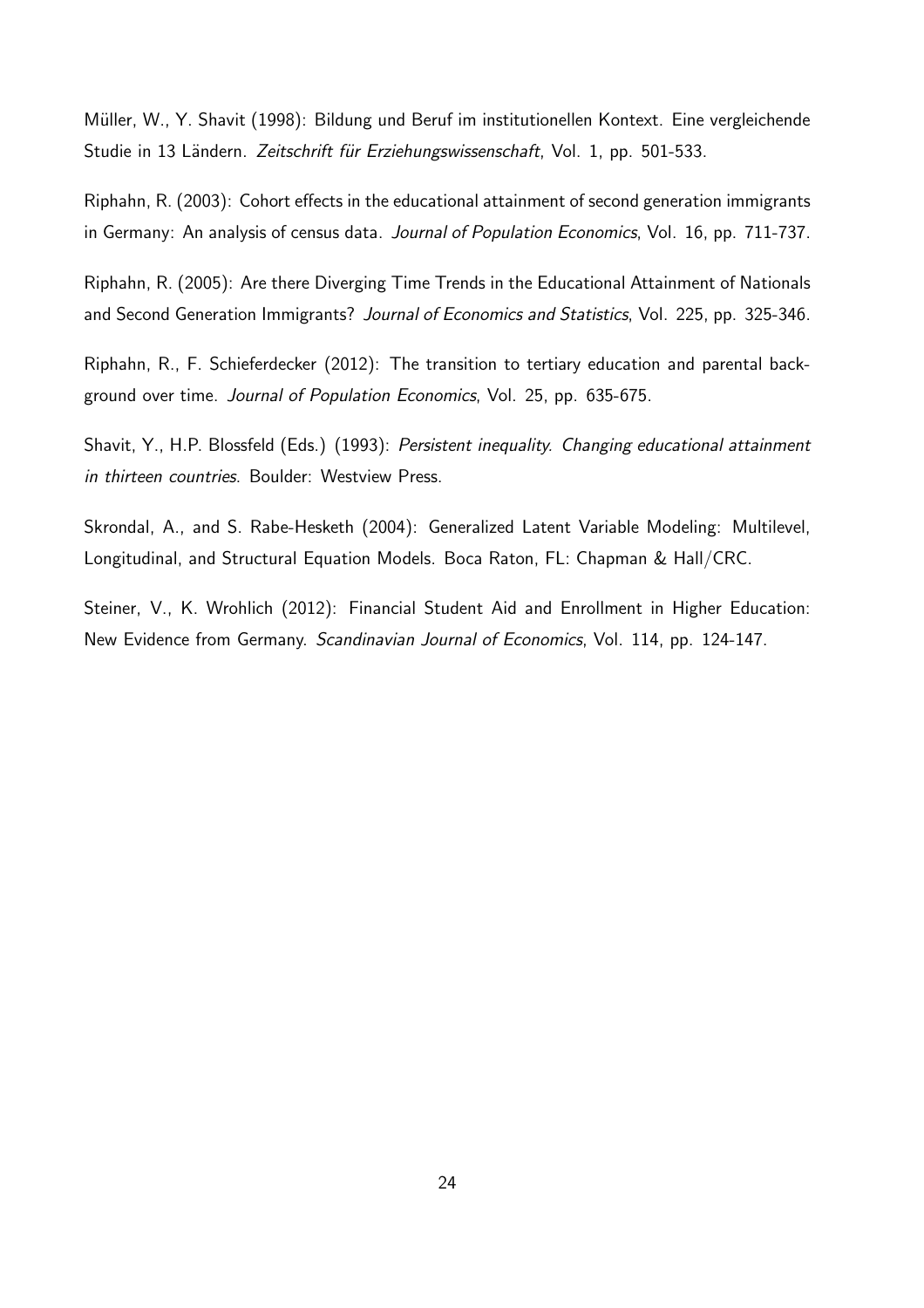Müller, W., Y. Shavit (1998): Bildung und Beruf im institutionellen Kontext. Eine vergleichende Studie in 13 Ländern. *Zeitschrift für Erziehungswissenschaft*, Vol. 1, pp. 501-533.

Riphahn, R. (2003): Cohort effects in the educational attainment of second generation immigrants in Germany: An analysis of census data. *Journal of Population Economics*, Vol. 16, pp. 711-737.

Riphahn, R. (2005): Are there Diverging Time Trends in the Educational Attainment of Nationals and Second Generation Immigrants? *Journal of Economics and Statistics*, Vol. 225, pp. 325-346.

Riphahn, R., F. Schieferdecker (2012): The transition to tertiary education and parental background over time. *Journal of Population Economics*, Vol. 25, pp. 635-675.

Shavit, Y., H.P. Blossfeld (Eds.) (1993): *Persistent inequality. Changing educational attainment in thirteen countries*. Boulder: Westview Press.

Skrondal, A., and S. Rabe-Hesketh (2004): Generalized Latent Variable Modeling: Multilevel, Longitudinal, and Structural Equation Models. Boca Raton, FL: Chapman & Hall/CRC.

Steiner, V., K. Wrohlich (2012): Financial Student Aid and Enrollment in Higher Education: New Evidence from Germany. *Scandinavian Journal of Economics*, Vol. 114, pp. 124-147.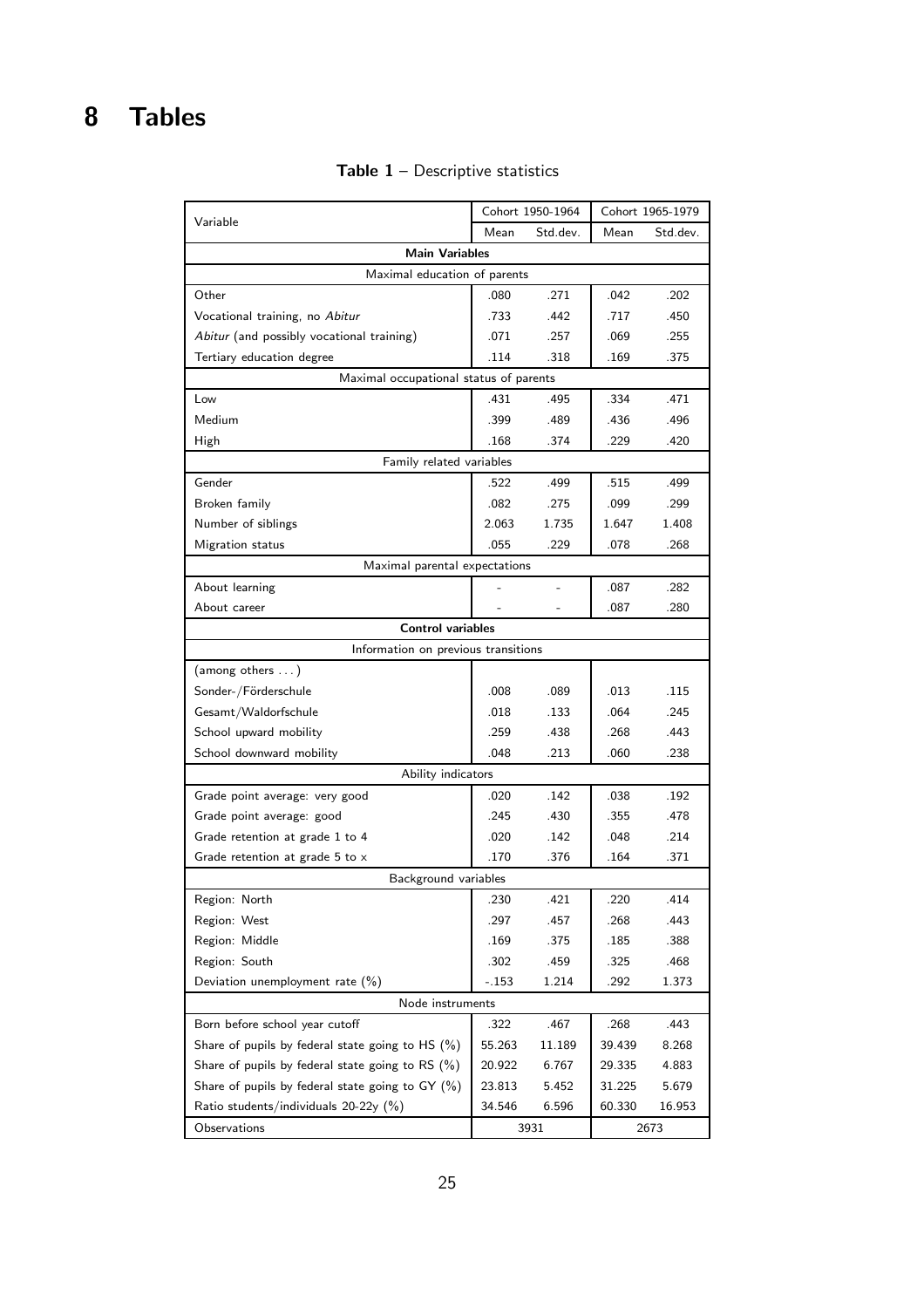# 8 Tables

**Table 1** – Descriptive statistics

| Variable | Cohort 1950-1964 | | Cohort 1965-1979 | |
|---|---|---|---|---|
| | Mean | Std.dev. | Mean | Std.dev. |
| **Main Variables** | | | | |
| Maximal education of parents | | | | |
| Other | .080 | .271 | .042 | .202 |
| Vocational training, no *Abitur* | .733 | .442 | .717 | .450 |
| *Abitur* (and possibly vocational training) | .071 | .257 | .069 | .255 |
| Tertiary education degree | .114 | .318 | .169 | .375 |
| Maximal occupational status of parents | | | | |
| Low | .431 | .495 | .334 | .471 |
| Medium | .399 | .489 | .436 | .496 |
| High | .168 | .374 | .229 | .420 |
| Family related variables | | | | |
| Gender | .522 | .499 | .515 | .499 |
| Broken family | .082 | .275 | .099 | .299 |
| Number of siblings | 2.063 | 1.735 | 1.647 | 1.408 |
| Migration status | .055 | .229 | .078 | .268 |
| Maximal parental expectations | | | | |
| About learning | - | - | .087 | .282 |
| About career | - | - | .087 | .280 |
| **Control variables** | | | | |
| Information on previous transitions | | | | |
| (among others ...) | | | | |
| Sonder-/Förderschule | .008 | .089 | .013 | .115 |
| Gesamt/Waldorfschule | .018 | .133 | .064 | .245 |
| School upward mobility | .259 | .438 | .268 | .443 |
| School downward mobility | .048 | .213 | .060 | .238 |
| Ability indicators | | | | |
| Grade point average: very good | .020 | .142 | .038 | .192 |
| Grade point average: good | .245 | .430 | .355 | .478 |
| Grade retention at grade 1 to 4 | .020 | .142 | .048 | .214 |
| Grade retention at grade 5 to x | .170 | .376 | .164 | .371 |
| Background variables | | | | |
| Region: North | .230 | .421 | .220 | .414 |
| Region: West | .297 | .457 | .268 | .443 |
| Region: Middle | .169 | .375 | .185 | .388 |
| Region: South | .302 | .459 | .325 | .468 |
| Deviation unemployment rate (%) | -.153 | 1.214 | .292 | 1.373 |
| Node instruments | | | | |
| Born before school year cutoff | .322 | .467 | .268 | .443 |
| Share of pupils by federal state going to HS (%) | 55.263 | 11.189 | 39.439 | 8.268 |
| Share of pupils by federal state going to RS (%) | 20.922 | 6.767 | 29.335 | 4.883 |
| Share of pupils by federal state going to GY (%) | 23.813 | 5.452 | 31.225 | 5.679 |
| Ratio students/individuals 20-22y (%) | 34.546 | 6.596 | 60.330 | 16.953 |
| Observations | 3931 | | 2673 | |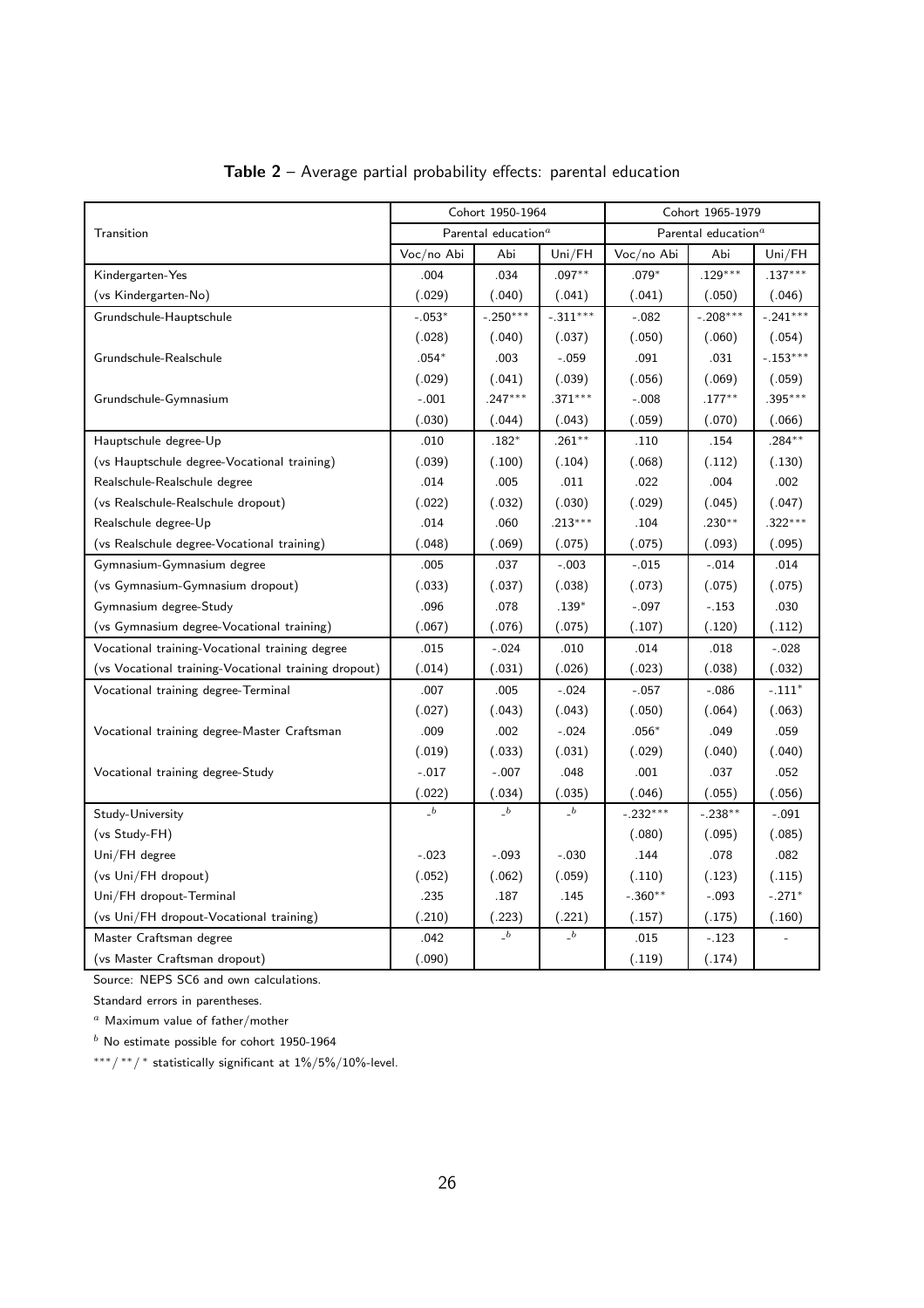**Table 2** – Average partial probability effects: parental education

| Transition | Cohort 1950-1964 | | | Cohort 1965-1979 | | |
|---|---|---|---|---|---|---|
| | Parental education[a] | | | Parental education[a] | | |
| | Voc/no Abi | Abi | Uni/FH | Voc/no Abi | Abi | Uni/FH |
| Kindergarten-Yes | .004 | .034 | .097** | .079* | .129*** | .137*** |
| (vs Kindergarten-No) | (.029) | (.040) | (.041) | (.041) | (.050) | (.046) |
| Grundschule-Hauptschule | -.053* | -.250*** | -.311*** | -.082 | -.208*** | -.241*** |
| | (.028) | (.040) | (.037) | (.050) | (.060) | (.054) |
| Grundschule-Realschule | .054* | .003 | -.059 | .091 | .031 | -.153*** |
| | (.029) | (.041) | (.039) | (.056) | (.069) | (.059) |
| Grundschule-Gymnasium | -.001 | .247*** | .371*** | -.008 | .177** | .395*** |
| | (.030) | (.044) | (.043) | (.059) | (.070) | (.066) |
| Hauptschule degree-Up | .010 | .182* | .261** | .110 | .154 | .284** |
| (vs Hauptschule degree-Vocational training) | (.039) | (.100) | (.104) | (.068) | (.112) | (.130) |
| Realschule-Realschule degree | .014 | .005 | .011 | .022 | .004 | .002 |
| (vs Realschule-Realschule dropout) | (.022) | (.032) | (.030) | (.029) | (.045) | (.047) |
| Realschule degree-Up | .014 | .060 | .213*** | .104 | .230** | .322*** |
| (vs Realschule degree-Vocational training) | (.048) | (.069) | (.075) | (.075) | (.093) | (.095) |
| Gymnasium-Gymnasium degree | .005 | .037 | -.003 | -.015 | -.014 | .014 |
| (vs Gymnasium-Gymnasium dropout) | (.033) | (.037) | (.038) | (.073) | (.075) | (.075) |
| Gymnasium degree-Study | .096 | .078 | .139* | -.097 | -.153 | .030 |
| (vs Gymnasium degree-Vocational training) | (.067) | (.076) | (.075) | (.107) | (.120) | (.112) |
| Vocational training-Vocational training degree | .015 | -.024 | .010 | .014 | .018 | -.028 |
| (vs Vocational training-Vocational training dropout) | (.014) | (.031) | (.026) | (.023) | (.038) | (.032) |
| Vocational training degree-Terminal | .007 | .005 | -.024 | -.057 | -.086 | -.111* |
| | (.027) | (.043) | (.043) | (.050) | (.064) | (.063) |
| Vocational training degree-Master Craftsman | .009 | .002 | -.024 | .056* | .049 | .059 |
| | (.019) | (.033) | (.031) | (.029) | (.040) | (.040) |
| Vocational training degree-Study | -.017 | -.007 | .048 | .001 | .037 | .052 |
| | (.022) | (.034) | (.035) | (.046) | (.055) | (.056) |
| Study-University | -[b] | -[b] | -[b] | -.232*** | -.238** | -.091 |
| (vs Study-FH) | | | | (.080) | (.095) | (.085) |
| Uni/FH degree | -.023 | -.093 | -.030 | .144 | .078 | .082 |
| (vs Uni/FH dropout) | (.052) | (.062) | (.059) | (.110) | (.123) | (.115) |
| Uni/FH dropout-Terminal | .235 | .187 | .145 | -.360** | -.093 | -.271* |
| (vs Uni/FH dropout-Vocational training) | (.210) | (.223) | (.221) | (.157) | (.175) | (.160) |
| Master Craftsman degree | .042 | -[b] | -[b] | .015 | -.123 | - |
| (vs Master Craftsman dropout) | (.090) | | | (.119) | (.174) | |

Source: NEPS SC6 and own calculations.

Standard errors in parentheses.

[a] Maximum value of father/mother

[b] No estimate possible for cohort 1950-1964

***/**/* statistically significant at 1%/5%/10%-level.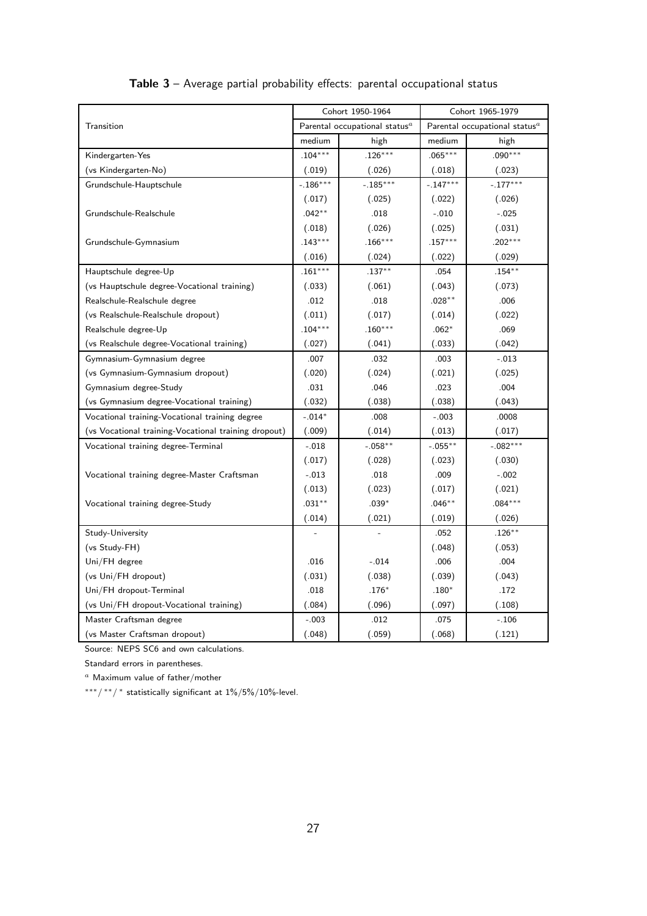**Table 3** – Average partial probability effects: parental occupational status

| Transition | Cohort 1950-1964 | | Cohort 1965-1979 | |
|---|---|---|---|---|
| | Parental occupational status[a] | | Parental occupational status[a] | |
| | medium | high | medium | high |
| Kindergarten-Yes | .104*** | .126*** | .065*** | .090*** |
| (vs Kindergarten-No) | (.019) | (.026) | (.018) | (.023) |
| Grundschule-Hauptschule | -.186*** | -.185*** | -.147*** | -.177*** |
| | (.017) | (.025) | (.022) | (.026) |
| Grundschule-Realschule | .042** | .018 | -.010 | -.025 |
| | (.018) | (.026) | (.025) | (.031) |
| Grundschule-Gymnasium | .143*** | .166*** | .157*** | .202*** |
| | (.016) | (.024) | (.022) | (.029) |
| Hauptschule degree-Up | .161*** | .137** | .054 | .154** |
| (vs Hauptschule degree-Vocational training) | (.033) | (.061) | (.043) | (.073) |
| Realschule-Realschule degree | .012 | .018 | .028** | .006 |
| (vs Realschule-Realschule dropout) | (.011) | (.017) | (.014) | (.022) |
| Realschule degree-Up | .104*** | .160*** | .062* | .069 |
| (vs Realschule degree-Vocational training) | (.027) | (.041) | (.033) | (.042) |
| Gymnasium-Gymnasium degree | .007 | .032 | .003 | -.013 |
| (vs Gymnasium-Gymnasium dropout) | (.020) | (.024) | (.021) | (.025) |
| Gymnasium degree-Study | .031 | .046 | .023 | .004 |
| (vs Gymnasium degree-Vocational training) | (.032) | (.038) | (.038) | (.043) |
| Vocational training-Vocational training degree | -.014* | .008 | -.003 | .0008 |
| (vs Vocational training-Vocational training dropout) | (.009) | (.014) | (.013) | (.017) |
| Vocational training degree-Terminal | -.018 | -.058** | -.055** | -.082*** |
| | (.017) | (.028) | (.023) | (.030) |
| Vocational training degree-Master Craftsman | -.013 | .018 | .009 | -.002 |
| | (.013) | (.023) | (.017) | (.021) |
| Vocational training degree-Study | .031** | .039* | .046** | .084*** |
| | (.014) | (.021) | (.019) | (.026) |
| Study-University | - | - | .052 | .126** |
| (vs Study-FH) | | | (.048) | (.053) |
| Uni/FH degree | .016 | -.014 | .006 | .004 |
| (vs Uni/FH dropout) | (.031) | (.038) | (.039) | (.043) |
| Uni/FH dropout-Terminal | .018 | .176* | .180* | .172 |
| (vs Uni/FH dropout-Vocational training) | (.084) | (.096) | (.097) | (.108) |
| Master Craftsman degree | -.003 | .012 | .075 | -.106 |
| (vs Master Craftsman dropout) | (.048) | (.059) | (.068) | (.121) |

Source: NEPS SC6 and own calculations.

Standard errors in parentheses.

[a] Maximum value of father/mother

***/**/* statistically significant at 1%/5%/10%-level.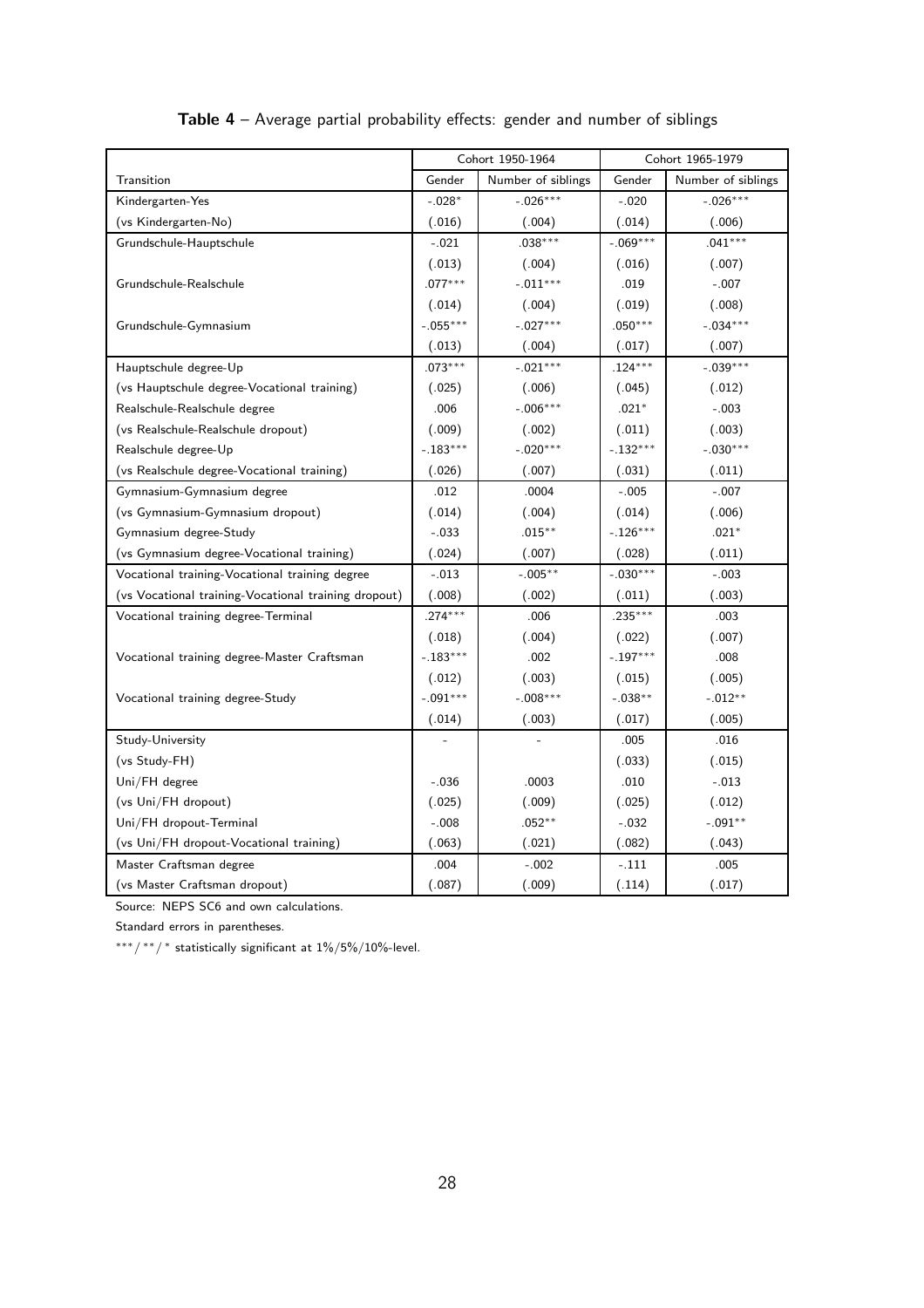**Table 4** – Average partial probability effects: gender and number of siblings

| | Cohort 1950-1964 | | Cohort 1965-1979 | |
|---|---|---|---|---|
| Transition | Gender | Number of siblings | Gender | Number of siblings |
| Kindergarten-Yes | -.028* | -.026*** | -.020 | -.026*** |
| (vs Kindergarten-No) | (.016) | (.004) | (.014) | (.006) |
| Grundschule-Hauptschule | -.021 | .038*** | -.069*** | .041*** |
| | (.013) | (.004) | (.016) | (.007) |
| Grundschule-Realschule | .077*** | -.011*** | .019 | -.007 |
| | (.014) | (.004) | (.019) | (.008) |
| Grundschule-Gymnasium | -.055*** | -.027*** | .050*** | -.034*** |
| | (.013) | (.004) | (.017) | (.007) |
| Hauptschule degree-Up | .073*** | -.021*** | .124*** | -.039*** |
| (vs Hauptschule degree-Vocational training) | (.025) | (.006) | (.045) | (.012) |
| Realschule-Realschule degree | .006 | -.006*** | .021* | -.003 |
| (vs Realschule-Realschule dropout) | (.009) | (.002) | (.011) | (.003) |
| Realschule degree-Up | -.183*** | -.020*** | -.132*** | -.030*** |
| (vs Realschule degree-Vocational training) | (.026) | (.007) | (.031) | (.011) |
| Gymnasium-Gymnasium degree | .012 | .0004 | -.005 | -.007 |
| (vs Gymnasium-Gymnasium dropout) | (.014) | (.004) | (.014) | (.006) |
| Gymnasium degree-Study | -.033 | .015** | -.126*** | .021* |
| (vs Gymnasium degree-Vocational training) | (.024) | (.007) | (.028) | (.011) |
| Vocational training-Vocational training degree | -.013 | -.005** | -.030*** | -.003 |
| (vs Vocational training-Vocational training dropout) | (.008) | (.002) | (.011) | (.003) |
| Vocational training degree-Terminal | .274*** | .006 | .235*** | .003 |
| | (.018) | (.004) | (.022) | (.007) |
| Vocational training degree-Master Craftsman | -.183*** | .002 | -.197*** | .008 |
| | (.012) | (.003) | (.015) | (.005) |
| Vocational training degree-Study | -.091*** | -.008*** | -.038** | -.012** |
| | (.014) | (.003) | (.017) | (.005) |
| Study-University | - | - | .005 | .016 |
| (vs Study-FH) | | | (.033) | (.015) |
| Uni/FH degree | -.036 | .0003 | .010 | -.013 |
| (vs Uni/FH dropout) | (.025) | (.009) | (.025) | (.012) |
| Uni/FH dropout-Terminal | -.008 | .052** | -.032 | -.091** |
| (vs Uni/FH dropout-Vocational training) | (.063) | (.021) | (.082) | (.043) |
| Master Craftsman degree | .004 | -.002 | -.111 | .005 |
| (vs Master Craftsman dropout) | (.087) | (.009) | (.114) | (.017) |

Source: NEPS SC6 and own calculations.

Standard errors in parentheses.

***/**/* statistically significant at 1%/5%/10%-level.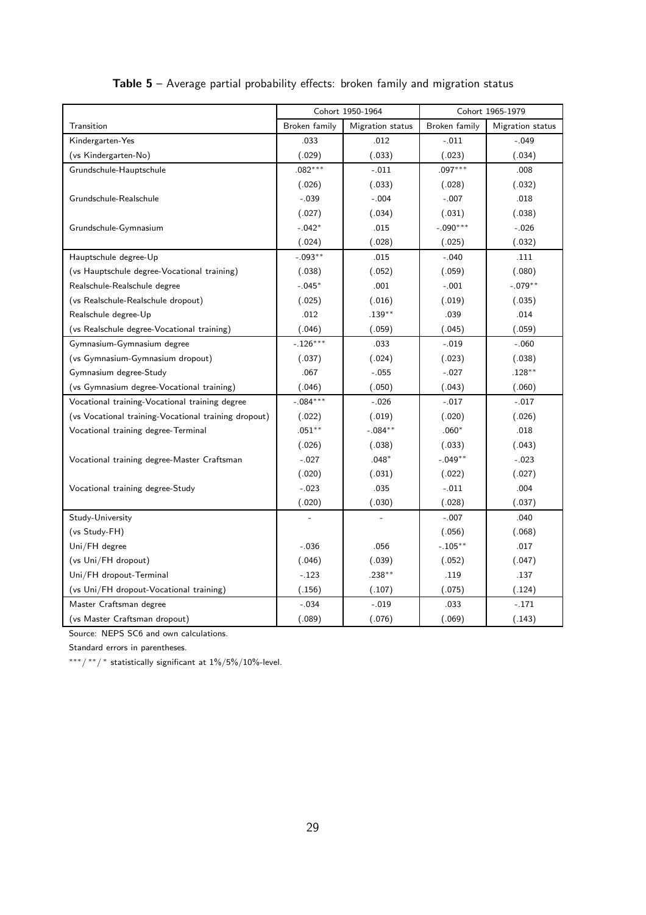**Table 5** – Average partial probability effects: broken family and migration status

| | Cohort 1950-1964 | | Cohort 1965-1979 | |
|---|---|---|---|---|
| Transition | Broken family | Migration status | Broken family | Migration status |
| Kindergarten-Yes | .033 | .012 | -.011 | -.049 |
| (vs Kindergarten-No) | (.029) | (.033) | (.023) | (.034) |
| Grundschule-Hauptschule | .082*** | -.011 | .097*** | .008 |
| | (.026) | (.033) | (.028) | (.032) |
| Grundschule-Realschule | -.039 | -.004 | -.007 | .018 |
| | (.027) | (.034) | (.031) | (.038) |
| Grundschule-Gymnasium | -.042* | .015 | -.090*** | -.026 |
| | (.024) | (.028) | (.025) | (.032) |
| Hauptschule degree-Up | -.093** | .015 | -.040 | .111 |
| (vs Hauptschule degree-Vocational training) | (.038) | (.052) | (.059) | (.080) |
| Realschule-Realschule degree | -.045* | .001 | -.001 | -.079** |
| (vs Realschule-Realschule dropout) | (.025) | (.016) | (.019) | (.035) |
| Realschule degree-Up | .012 | .139** | .039 | .014 |
| (vs Realschule degree-Vocational training) | (.046) | (.059) | (.045) | (.059) |
| Gymnasium-Gymnasium degree | -.126*** | .033 | -.019 | -.060 |
| (vs Gymnasium-Gymnasium dropout) | (.037) | (.024) | (.023) | (.038) |
| Gymnasium degree-Study | .067 | -.055 | -.027 | .128** |
| (vs Gymnasium degree-Vocational training) | (.046) | (.050) | (.043) | (.060) |
| Vocational training-Vocational training degree | -.084*** | -.026 | -.017 | -.017 |
| (vs Vocational training-Vocational training dropout) | (.022) | (.019) | (.020) | (.026) |
| Vocational training degree-Terminal | .051** | -.084** | .060* | .018 |
| | (.026) | (.038) | (.033) | (.043) |
| Vocational training degree-Master Craftsman | -.027 | .048* | -.049** | -.023 |
| | (.020) | (.031) | (.022) | (.027) |
| Vocational training degree-Study | -.023 | .035 | -.011 | .004 |
| | (.020) | (.030) | (.028) | (.037) |
| Study-University | - | - | -.007 | .040 |
| (vs Study-FH) | | | (.056) | (.068) |
| Uni/FH degree | -.036 | .056 | -.105** | .017 |
| (vs Uni/FH dropout) | (.046) | (.039) | (.052) | (.047) |
| Uni/FH dropout-Terminal | -.123 | .238** | .119 | .137 |
| (vs Uni/FH dropout-Vocational training) | (.156) | (.107) | (.075) | (.124) |
| Master Craftsman degree | -.034 | -.019 | .033 | -.171 |
| (vs Master Craftsman dropout) | (.089) | (.076) | (.069) | (.143) |

Source: NEPS SC6 and own calculations.

Standard errors in parentheses.

***/**/* statistically significant at 1%/5%/10%-level.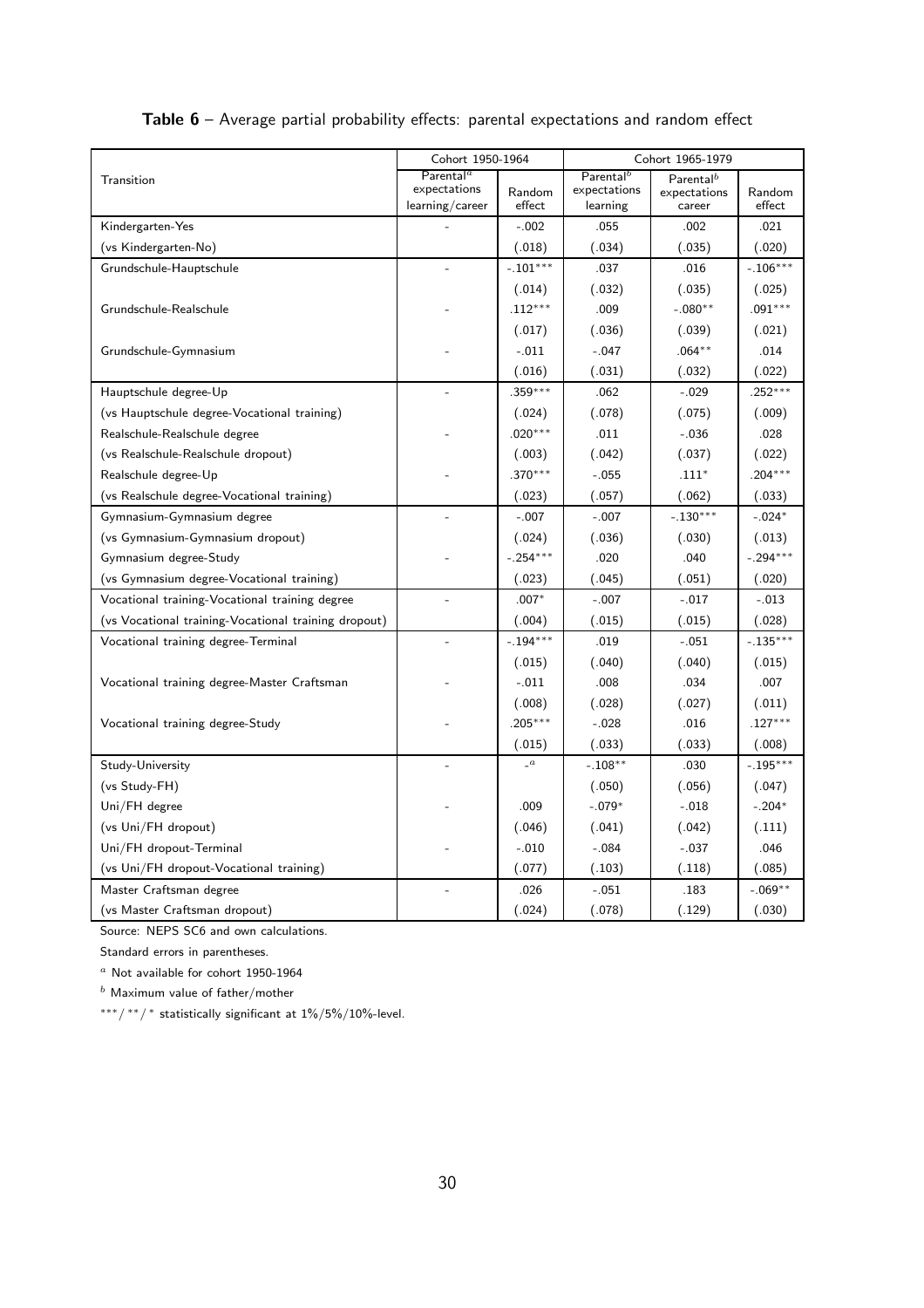**Table 6** – Average partial probability effects: parental expectations and random effect

| Transition | Cohort 1950-1964 | | Cohort 1965-1979 | | |
|---|---|---|---|---|---|
| | Parental[a] expectations learning/career | Random effect | Parental[b] expectations learning | Parental[b] expectations career | Random effect |
| Kindergarten-Yes | - | -.002 | .055 | .002 | .021 |
| (vs Kindergarten-No) | | (.018) | (.034) | (.035) | (.020) |
| Grundschule-Hauptschule | - | -.101*** | .037 | .016 | -.106*** |
| | | (.014) | (.032) | (.035) | (.025) |
| Grundschule-Realschule | - | .112*** | .009 | -.080** | .091*** |
| | | (.017) | (.036) | (.039) | (.021) |
| Grundschule-Gymnasium | - | -.011 | -.047 | .064** | .014 |
| | | (.016) | (.031) | (.032) | (.022) |
| Hauptschule degree-Up | - | .359*** | .062 | -.029 | .252*** |
| (vs Hauptschule degree-Vocational training) | | (.024) | (.078) | (.075) | (.009) |
| Realschule-Realschule degree | - | .020*** | .011 | -.036 | .028 |
| (vs Realschule-Realschule dropout) | | (.003) | (.042) | (.037) | (.022) |
| Realschule degree-Up | - | .370*** | -.055 | .111* | .204*** |
| (vs Realschule degree-Vocational training) | | (.023) | (.057) | (.062) | (.033) |
| Gymnasium-Gymnasium degree | - | -.007 | -.007 | -.130*** | -.024* |
| (vs Gymnasium-Gymnasium dropout) | | (.024) | (.036) | (.030) | (.013) |
| Gymnasium degree-Study | - | -.254*** | .020 | .040 | -.294*** |
| (vs Gymnasium degree-Vocational training) | | (.023) | (.045) | (.051) | (.020) |
| Vocational training-Vocational training degree | - | .007* | -.007 | -.017 | -.013 |
| (vs Vocational training-Vocational training dropout) | | (.004) | (.015) | (.015) | (.028) |
| Vocational training degree-Terminal | - | -.194*** | .019 | -.051 | -.135*** |
| | | (.015) | (.040) | (.040) | (.015) |
| Vocational training degree-Master Craftsman | - | -.011 | .008 | .034 | .007 |
| | | (.008) | (.028) | (.027) | (.011) |
| Vocational training degree-Study | - | .205*** | -.028 | .016 | .127*** |
| | | (.015) | (.033) | (.033) | (.008) |
| Study-University | - | -[a] | -.108** | .030 | -.195*** |
| (vs Study-FH) | | | (.050) | (.056) | (.047) |
| Uni/FH degree | - | .009 | -.079* | -.018 | -.204* |
| (vs Uni/FH dropout) | | (.046) | (.041) | (.042) | (.111) |
| Uni/FH dropout-Terminal | - | -.010 | -.084 | -.037 | .046 |
| (vs Uni/FH dropout-Vocational training) | | (.077) | (.103) | (.118) | (.085) |
| Master Craftsman degree | - | .026 | -.051 | .183 | -.069** |
| (vs Master Craftsman dropout) | | (.024) | (.078) | (.129) | (.030) |

Source: NEPS SC6 and own calculations.

Standard errors in parentheses.

[a] Not available for cohort 1950-1964

[b] Maximum value of father/mother

***/**/* statistically significant at 1%/5%/10%-level.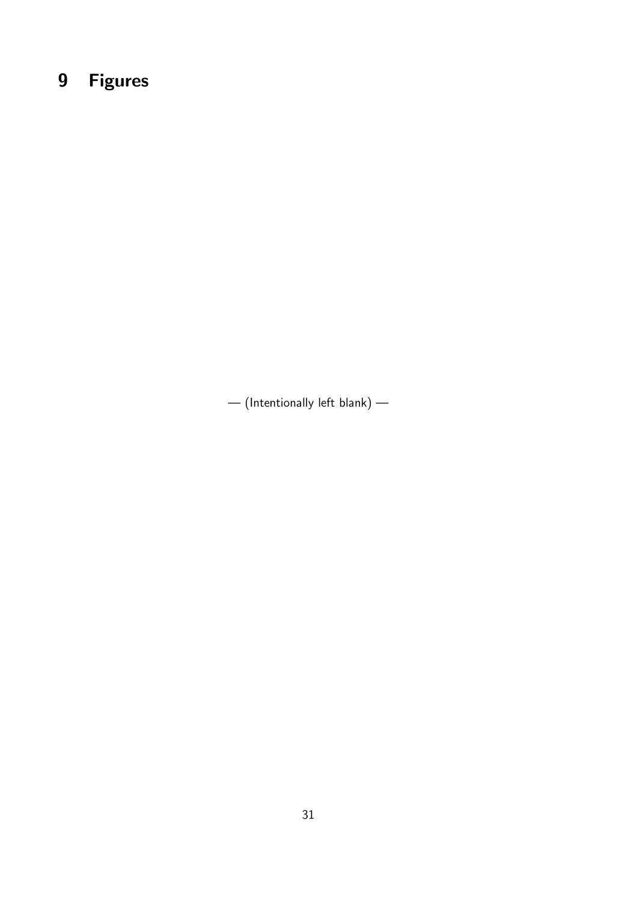# 9 Figures

— (Intentionally left blank) —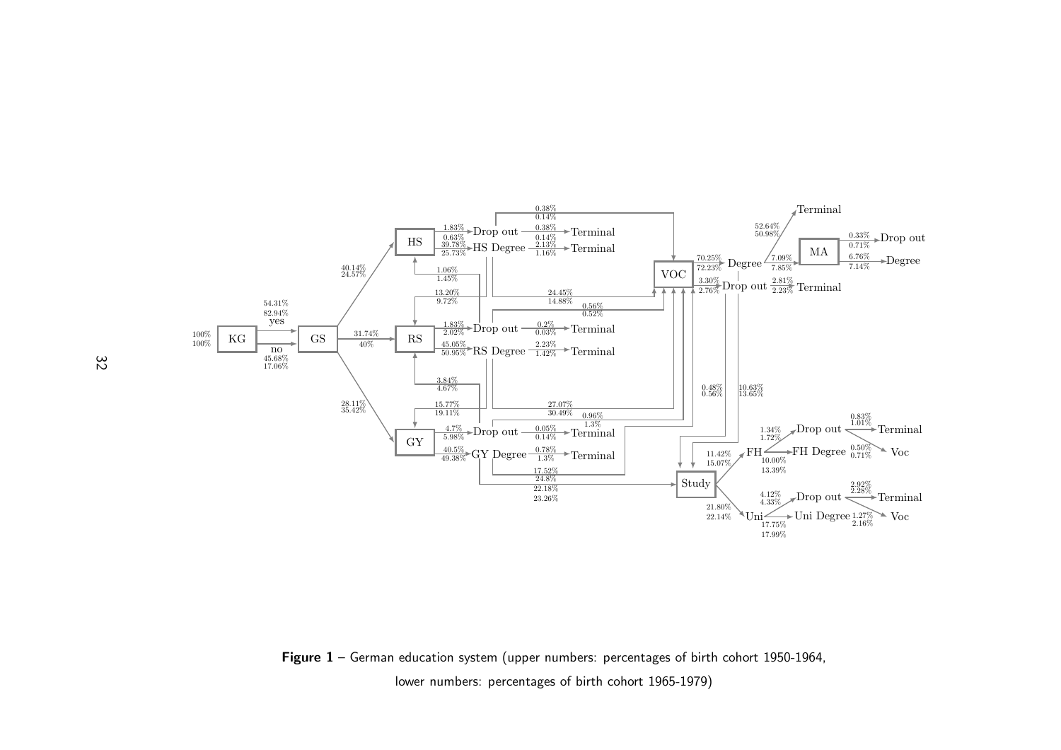100%
100%

KG

54.31%
82.94%
yes

no
45.68%
17.06%

GS

40.14%
24.57%

31.74%
40%

28.11%
35.42%

HS

1.83%
0.63%
Drop out

39.78%
25.73%
HS Degree

0.38%
0.14%

0.38%
0.14%
Terminal

2.13%
1.16%
Terminal

1.06%
1.45%

13.20%
9.72%

24.45%
14.88%

RS

1.83%
2.02%
Drop out

0.2%
0.03%
Terminal

0.56%
0.52%

45.05%
50.95%
RS Degree

2.23%
1.42%
Terminal

3.84%
4.67%

15.77%
19.11%

27.07%
30.49%

GY

4.7%
5.98%
Drop out

0.05%
0.14%
Terminal

0.96%
1.3%

40.5%
49.38%
GY Degree

0.78%
1.3%
Terminal

17.52%
24.8%

22.18%
23.26%

VOC

70.25%
72.23%
Degree

3.30%
2.76%
Drop out

2.81%
2.23%
Terminal

52.64%
50.98%
Terminal

7.09%
7.85%

MA

0.33%
0.71%
Drop out

6.76%
7.14%
Degree

0.48%
0.56%

10.63%
13.65%

Study

11.42%
15.07%
FH

1.34%
1.72%
Drop out

0.83%
1.01%
Terminal

10.00%
13.39%
FH Degree

0.50%
0.71%
Voc

21.80%
22.14%
Uni

4.12%
4.33%
Drop out

2.92%
2.28%
Terminal

17.75%
17.99%
Uni Degree

1.27%
2.16%
Voc

**Figure 1** – German education system (upper numbers: percentages of birth cohort 1950-1964, lower numbers: percentages of birth cohort 1965-1979)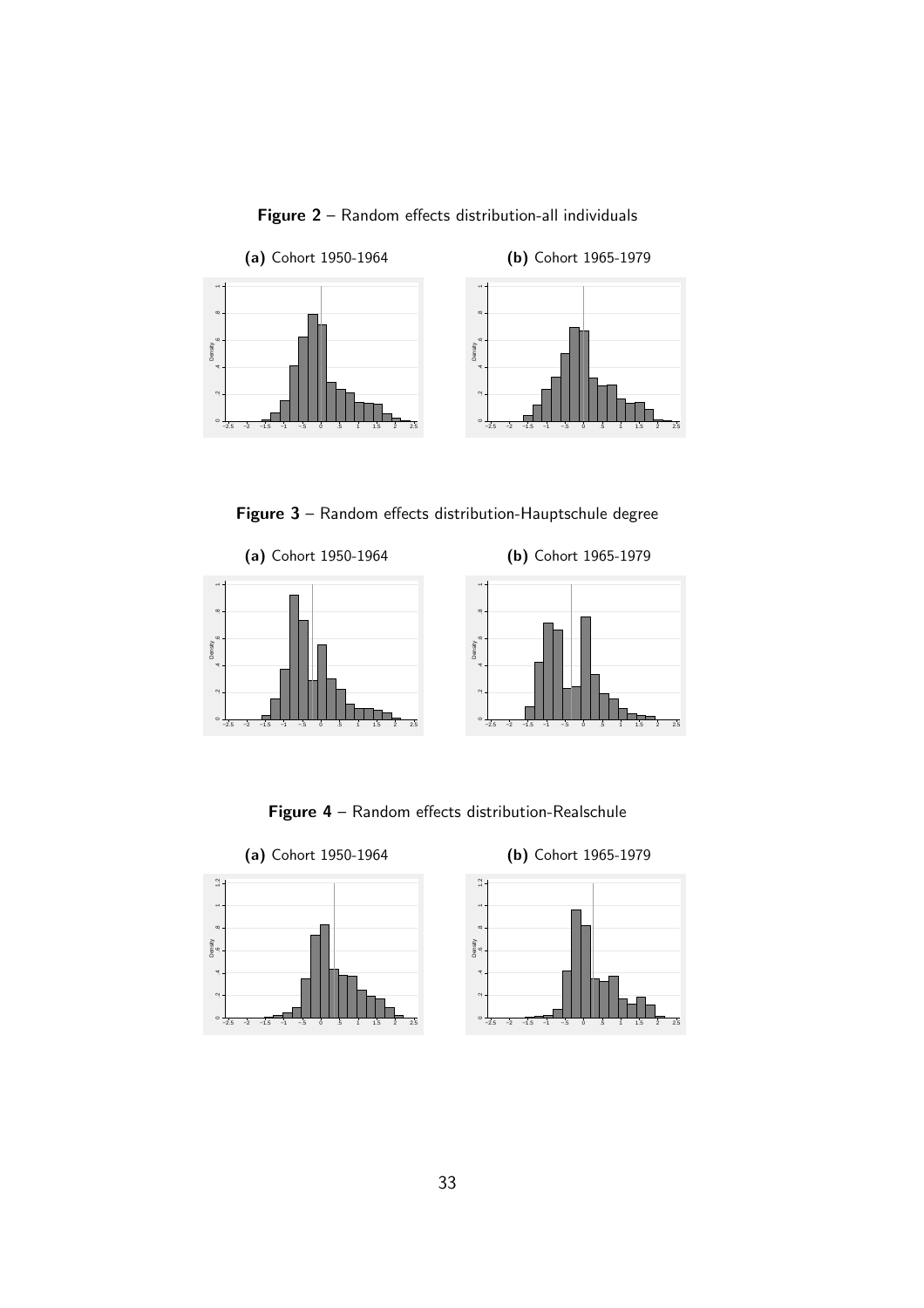**Figure 2** – Random effects distribution-all individuals

**(a)** Cohort 1950-1964

Density
0 .2 .4 .6 .8 1
−2.5 −2 −1.5 −1 −.5 0 .5 1 1.5 2 2.5

**(b)** Cohort 1965-1979

Density
0 .2 .4 .6 .8 1
−2.5 −2 −1.5 −1 −.5 0 .5 1 1.5 2 2.5

**Figure 3** – Random effects distribution-Hauptschule degree

**(a)** Cohort 1950-1964

Density
0 .2 .4 .6 .8 1
−2.5 −2 −1.5 −1 −.5 0 .5 1 1.5 2 2.5

**(b)** Cohort 1965-1979

Density
0 .2 .4 .6 .8 1
−2.5 −2 −1.5 −1 −.5 0 .5 1 1.5 2 2.5

**Figure 4** – Random effects distribution-Realschule

**(a)** Cohort 1950-1964

Density
0 .2 .4 .6 .8 1 1.2
−2.5 −2 −1.5 −1 −.5 0 .5 1 1.5 2 2.5

**(b)** Cohort 1965-1979

Density
0 .2 .4 .6 .8 1 1.2
−2.5 −2 −1.5 −1 −.5 0 .5 1 1.5 2 2.5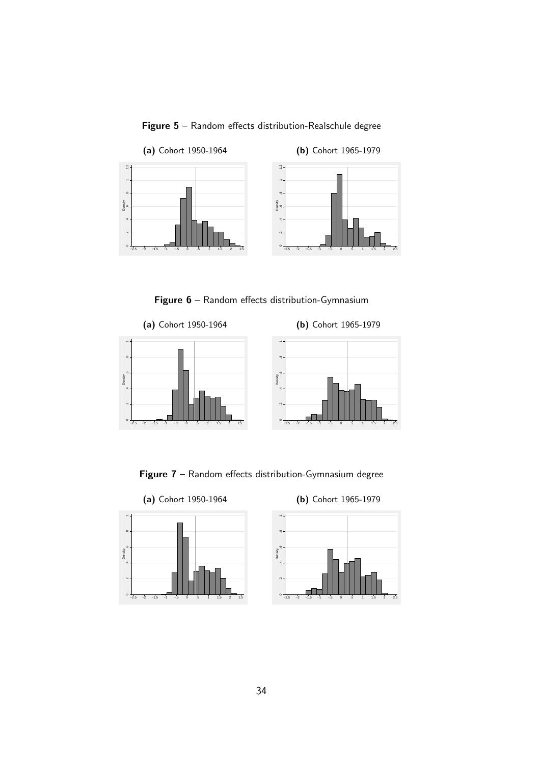**Figure 5** – Random effects distribution-Realschule degree

**(a)** Cohort 1950-1964

Density

0 .2 .4 .6 .8 1 1.2

−2.5 −2 −1.5 −1 −.5 0 .5 1 1.5 2 2.5

**(b)** Cohort 1965-1979

Density

0 .2 .4 .6 .8 1 1.2

−2.5 −2 −1.5 −1 −.5 0 .5 1 1.5 2 2.5

**Figure 6** – Random effects distribution-Gymnasium

**(a)** Cohort 1950-1964

Density

0 .2 .4 .6 .8 1

−2.5 −2 −1.5 −1 −.5 0 .5 1 1.5 2 2.5

**(b)** Cohort 1965-1979

Density

0 .2 .4 .6 .8 1

−2.5 −2 −1.5 −1 −.5 0 .5 1 1.5 2 2.5

**Figure 7** – Random effects distribution-Gymnasium degree

**(a)** Cohort 1950-1964

Density

0 .2 .4 .6 .8 1

−2.5 −2 −1.5 −1 −.5 0 .5 1 1.5 2 2.5

**(b)** Cohort 1965-1979

Density

0 .2 .4 .6 .8 1

−2.5 −2 −1.5 −1 −.5 0 .5 1 1.5 2 2.5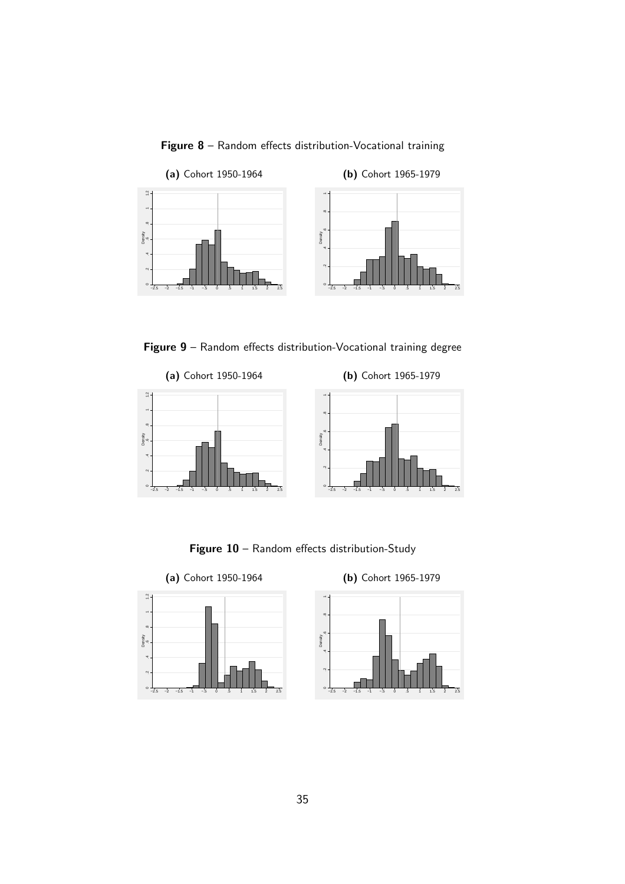**Figure 8** – Random effects distribution-Vocational training

**(a)** Cohort 1950-1964

Density
0 .2 .4 .6 .8 1 1.2
−2.5 −2 −1.5 −1 −.5 0 .5 1 1.5 2 2.5

**(b)** Cohort 1965-1979

Density
0 .2 .4 .6 .8 1
−2.5 −2 −1.5 −1 −.5 0 .5 1 1.5 2 2.5

**Figure 9** – Random effects distribution-Vocational training degree

**(a)** Cohort 1950-1964

Density
0 .2 .4 .6 .8 1 1.2
−2.5 −2 −1.5 −1 −.5 0 .5 1 1.5 2 2.5

**(b)** Cohort 1965-1979

Density
0 .2 .4 .6 .8 1
−2.5 −2 −1.5 −1 −.5 0 .5 1 1.5 2 2.5

**Figure 10** – Random effects distribution-Study

**(a)** Cohort 1950-1964

Density
0 .2 .4 .6 .8 1 1.2
−2.5 −2 −1.5 −1 −.5 0 .5 1 1.5 2 2.5

**(b)** Cohort 1965-1979

Density
0 .2 .4 .6 .8 1
−2.5 −2 −1.5 −1 −.5 0 .5 1 1.5 2 2.5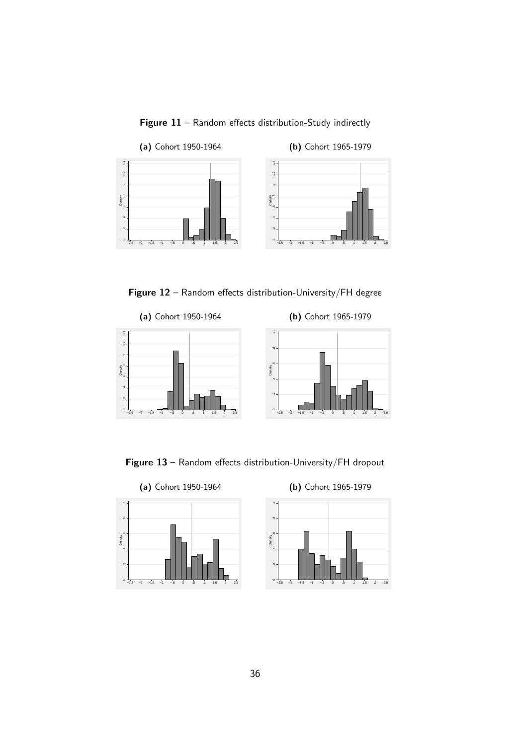**Figure 11** – Random effects distribution-Study indirectly

**(a)** Cohort 1950-1964

Density

0 .2 .4 .6 .8 1 1.2 1.4

−2.5 −2 −1.5 −1 −.5 0 .5 1 1.5 2 2.5

**(b)** Cohort 1965-1979

Density

0 .2 .4 .6 .8 1 1.2 1.4

−2.5 −2 −1.5 −1 −.5 0 .5 1 1.5 2 2.5

**Figure 12** – Random effects distribution-University/FH degree

**(a)** Cohort 1950-1964

Density

0 .2 .4 .6 .8 1 1.2 1.4

−2.5 −2 −1.5 −1 −.5 0 .5 1 1.5 2 2.5

**(b)** Cohort 1965-1979

Density

0 .2 .4 .6 .8 1

−2.5 −2 −1.5 −1 −.5 0 .5 1 1.5 2 2.5

**Figure 13** – Random effects distribution-University/FH dropout

**(a)** Cohort 1950-1964

Density

0 .2 .4 .6 .8 1

−2.5 −2 −1.5 −1 −.5 0 .5 1 1.5 2 2.5

**(b)** Cohort 1965-1979

Density

0 .2 .4 .6 .8 1

−2.5 −2 −1.5 −1 −.5 0 .5 1 1.5 2 2.5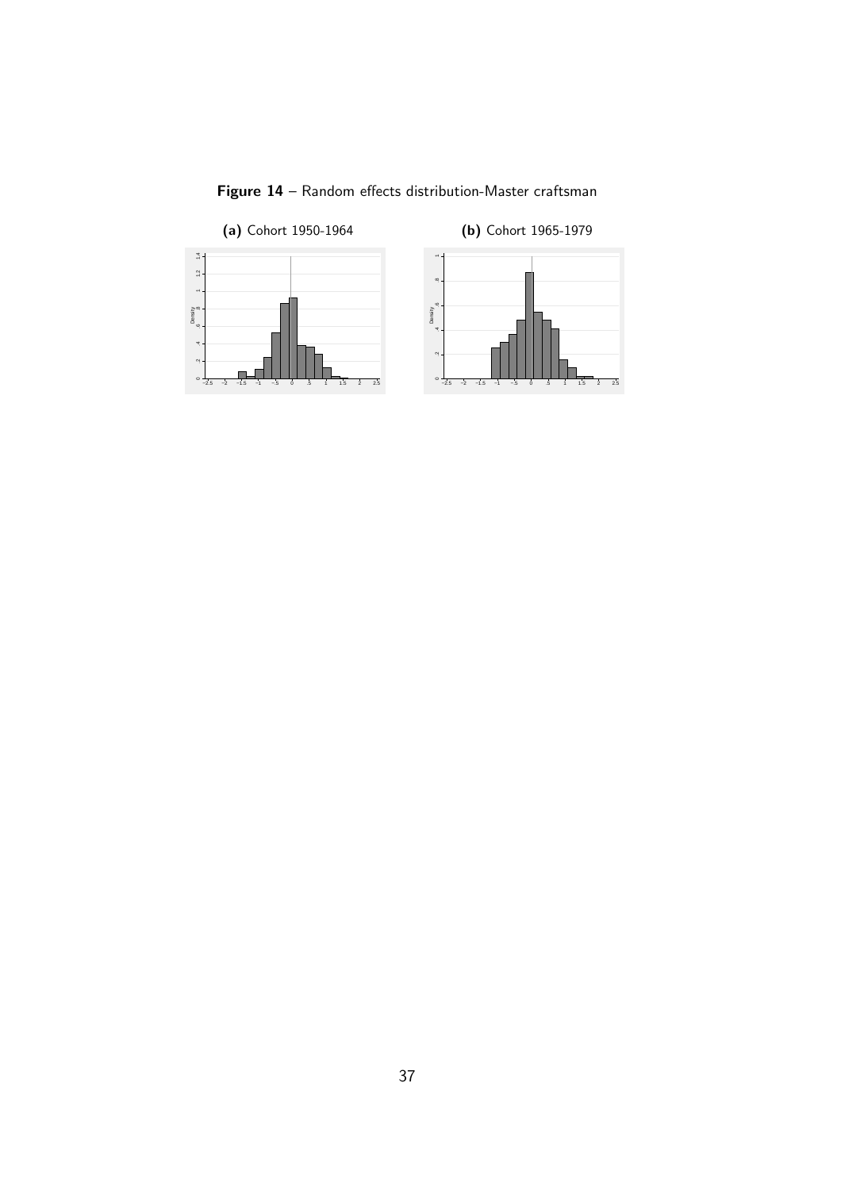**Figure 14** – Random effects distribution-Master craftsman

**(a)** Cohort 1950-1964

Density

0 .2 .4 .6 .8 1 1.2 1.4

−2.5 −2 −1.5 −1 −.5 0 .5 1 1.5 2 2.5

**(b)** Cohort 1965-1979

Density

0 .2 .4 .6 .8 1

−2.5 −2 −1.5 −1 −.5 0 .5 1 1.5 2 2.5